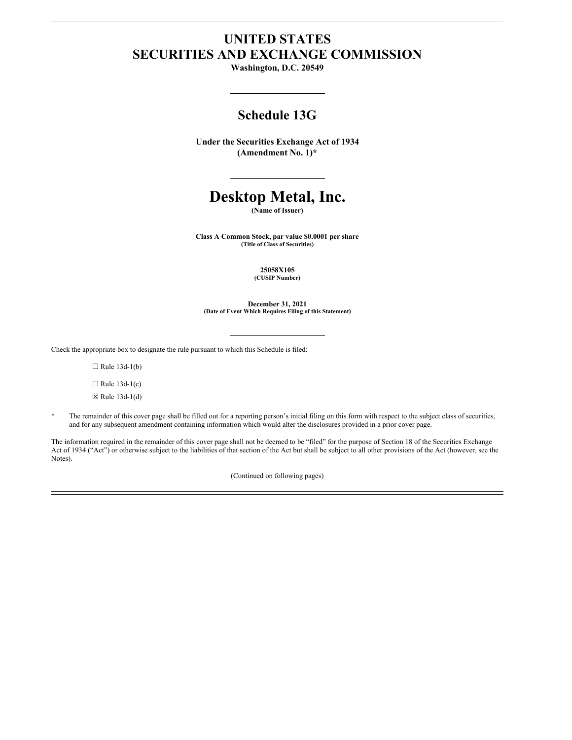# UNITED STATES
# SECURITIES AND EXCHANGE COMMISSION

**Washington, D.C. 20549**

---

## Schedule 13G

**Under the Securities Exchange Act of 1934**
**(Amendment No. 1)***

---

# Desktop Metal, Inc.

**(Name of Issuer)**

**Class A Common Stock, par value $0.0001 per share**
**(Title of Class of Securities)**

**25058X105**
**(CUSIP Number)**

**December 31, 2021**
**(Date of Event Which Requires Filing of this Statement)**

---

Check the appropriate box to designate the rule pursuant to which this Schedule is filed:

☐ Rule 13d-1(b)

☐ Rule 13d-1(c)

☒ Rule 13d-1(d)

\* The remainder of this cover page shall be filled out for a reporting person's initial filing on this form with respect to the subject class of securities, and for any subsequent amendment containing information which would alter the disclosures provided in a prior cover page.

The information required in the remainder of this cover page shall not be deemed to be "filed" for the purpose of Section 18 of the Securities Exchange Act of 1934 ("Act") or otherwise subject to the liabilities of that section of the Act but shall be subject to all other provisions of the Act (however, see the Notes).

(Continued on following pages)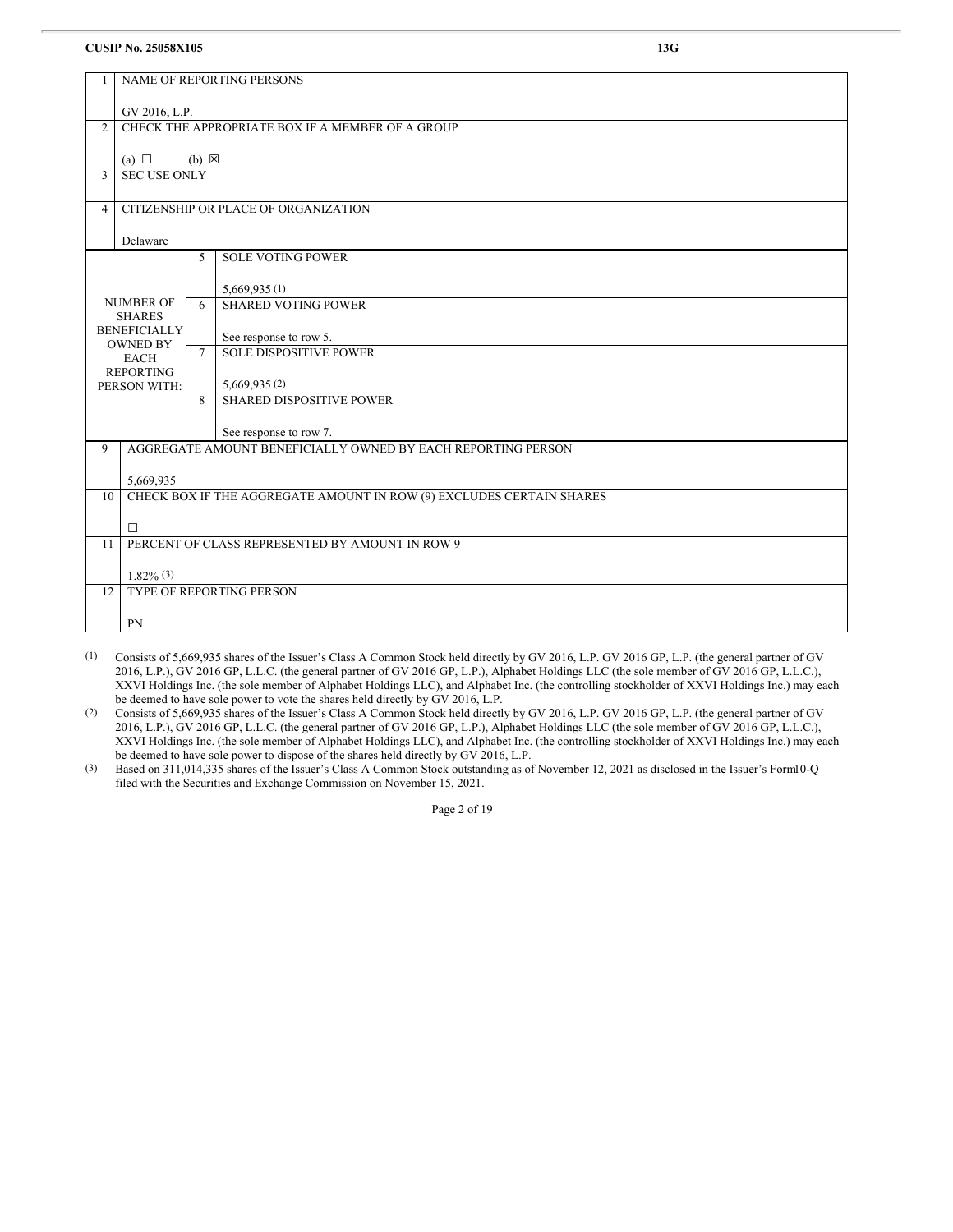**CUSIP No. 25058X105** **13G**

| | | | |
|---|---|---|---|
| 1 | NAME OF REPORTING PERSONS<br><br>GV 2016, L.P. | | |
| 2 | CHECK THE APPROPRIATE BOX IF A MEMBER OF A GROUP<br><br>(a) ☐ (b) ☒ | | |
| 3 | SEC USE ONLY | | |
| 4 | CITIZENSHIP OR PLACE OF ORGANIZATION<br><br>Delaware | | |
| NUMBER OF SHARES BENEFICIALLY OWNED BY EACH REPORTING PERSON WITH: | | 5 | SOLE VOTING POWER<br><br>5,669,935 (1) |
| | | 6 | SHARED VOTING POWER<br><br>See response to row 5. |
| | | 7 | SOLE DISPOSITIVE POWER<br><br>5,669,935 (2) |
| | | 8 | SHARED DISPOSITIVE POWER<br><br>See response to row 7. |
| 9 | AGGREGATE AMOUNT BENEFICIALLY OWNED BY EACH REPORTING PERSON<br><br>5,669,935 | | |
| 10 | CHECK BOX IF THE AGGREGATE AMOUNT IN ROW (9) EXCLUDES CERTAIN SHARES<br><br>☐ | | |
| 11 | PERCENT OF CLASS REPRESENTED BY AMOUNT IN ROW 9<br><br>1.82% (3) | | |
| 12 | TYPE OF REPORTING PERSON<br><br>PN | | |

(1) Consists of 5,669,935 shares of the Issuer's Class A Common Stock held directly by GV 2016, L.P. GV 2016 GP, L.P. (the general partner of GV 2016, L.P.), GV 2016 GP, L.L.C. (the general partner of GV 2016 GP, L.P.), Alphabet Holdings LLC (the sole member of GV 2016 GP, L.L.C.), XXVI Holdings Inc. (the sole member of Alphabet Holdings LLC), and Alphabet Inc. (the controlling stockholder of XXVI Holdings Inc.) may each be deemed to have sole power to vote the shares held directly by GV 2016, L.P.

(2) Consists of 5,669,935 shares of the Issuer's Class A Common Stock held directly by GV 2016, L.P. GV 2016 GP, L.P. (the general partner of GV 2016, L.P.), GV 2016 GP, L.L.C. (the general partner of GV 2016 GP, L.P.), Alphabet Holdings LLC (the sole member of GV 2016 GP, L.L.C.), XXVI Holdings Inc. (the sole member of Alphabet Holdings LLC), and Alphabet Inc. (the controlling stockholder of XXVI Holdings Inc.) may each be deemed to have sole power to dispose of the shares held directly by GV 2016, L.P.

(3) Based on 311,014,335 shares of the Issuer's Class A Common Stock outstanding as of November 12, 2021 as disclosed in the Issuer's Form 10-Q filed with the Securities and Exchange Commission on November 15, 2021.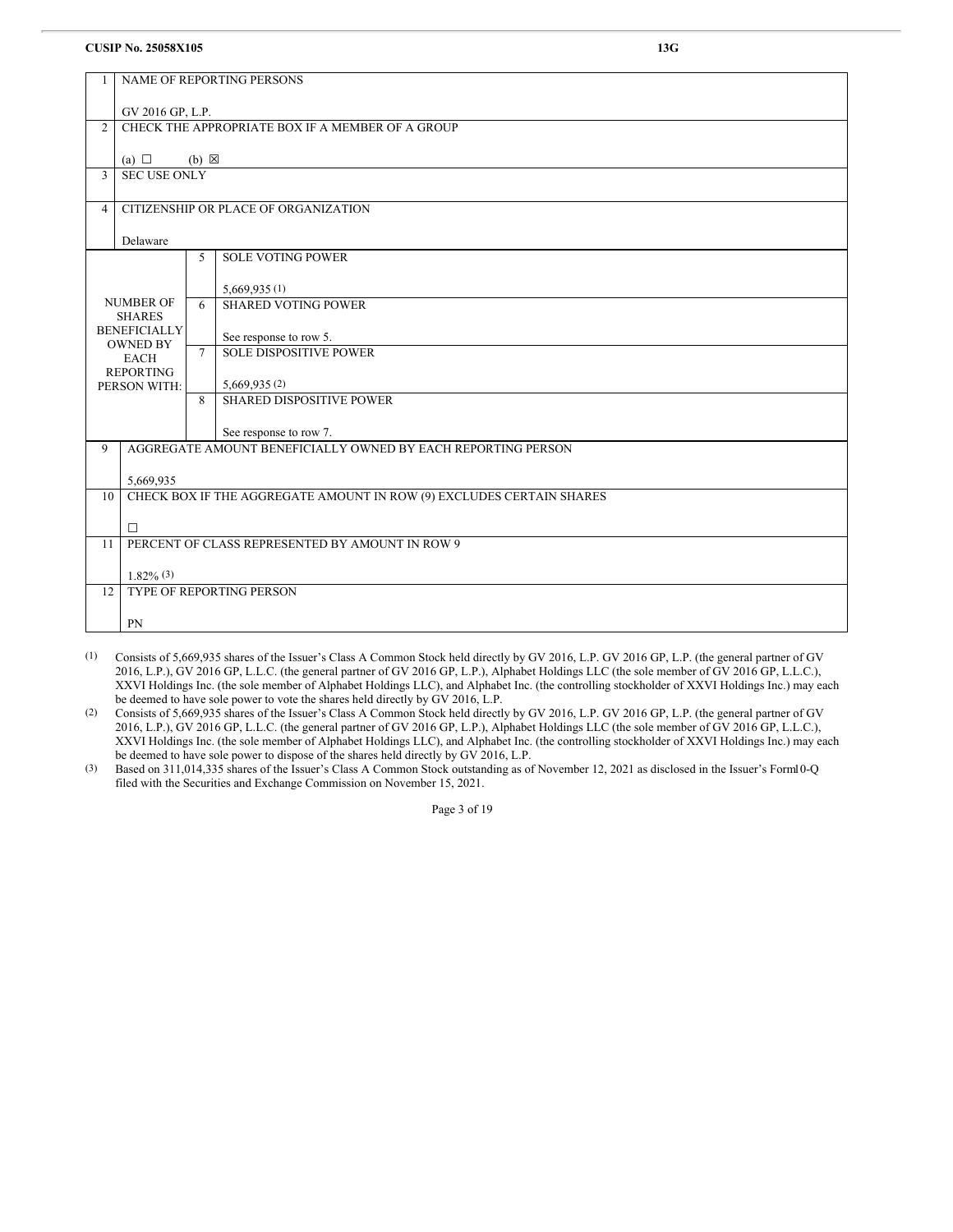**CUSIP No. 25058X105** **13G**

| | | | |
|---|---|---|---|
| 1 | NAME OF REPORTING PERSONS<br><br>GV 2016 GP, L.P. | | |
| 2 | CHECK THE APPROPRIATE BOX IF A MEMBER OF A GROUP<br><br>(a) ☐ (b) ☒ | | |
| 3 | SEC USE ONLY | | |
| 4 | CITIZENSHIP OR PLACE OF ORGANIZATION<br><br>Delaware | | |
| NUMBER OF SHARES BENEFICIALLY OWNED BY EACH REPORTING PERSON WITH: | | 5 | SOLE VOTING POWER<br><br>5,669,935 (1) |
| | | 6 | SHARED VOTING POWER<br><br>See response to row 5. |
| | | 7 | SOLE DISPOSITIVE POWER<br><br>5,669,935 (2) |
| | | 8 | SHARED DISPOSITIVE POWER<br><br>See response to row 7. |
| 9 | AGGREGATE AMOUNT BENEFICIALLY OWNED BY EACH REPORTING PERSON<br><br>5,669,935 | | |
| 10 | CHECK BOX IF THE AGGREGATE AMOUNT IN ROW (9) EXCLUDES CERTAIN SHARES<br><br>☐ | | |
| 11 | PERCENT OF CLASS REPRESENTED BY AMOUNT IN ROW 9<br><br>1.82% (3) | | |
| 12 | TYPE OF REPORTING PERSON<br><br>PN | | |

(1) Consists of 5,669,935 shares of the Issuer's Class A Common Stock held directly by GV 2016, L.P. GV 2016 GP, L.P. (the general partner of GV 2016, L.P.), GV 2016 GP, L.L.C. (the general partner of GV 2016 GP, L.P.), Alphabet Holdings LLC (the sole member of GV 2016 GP, L.L.C.), XXVI Holdings Inc. (the sole member of Alphabet Holdings LLC), and Alphabet Inc. (the controlling stockholder of XXVI Holdings Inc.) may each be deemed to have sole power to vote the shares held directly by GV 2016, L.P.

(2) Consists of 5,669,935 shares of the Issuer's Class A Common Stock held directly by GV 2016, L.P. GV 2016 GP, L.P. (the general partner of GV 2016, L.P.), GV 2016 GP, L.L.C. (the general partner of GV 2016 GP, L.P.), Alphabet Holdings LLC (the sole member of GV 2016 GP, L.L.C.), XXVI Holdings Inc. (the sole member of Alphabet Holdings LLC), and Alphabet Inc. (the controlling stockholder of XXVI Holdings Inc.) may each be deemed to have sole power to dispose of the shares held directly by GV 2016, L.P.

(3) Based on 311,014,335 shares of the Issuer's Class A Common Stock outstanding as of November 12, 2021 as disclosed in the Issuer's Form 10-Q filed with the Securities and Exchange Commission on November 15, 2021.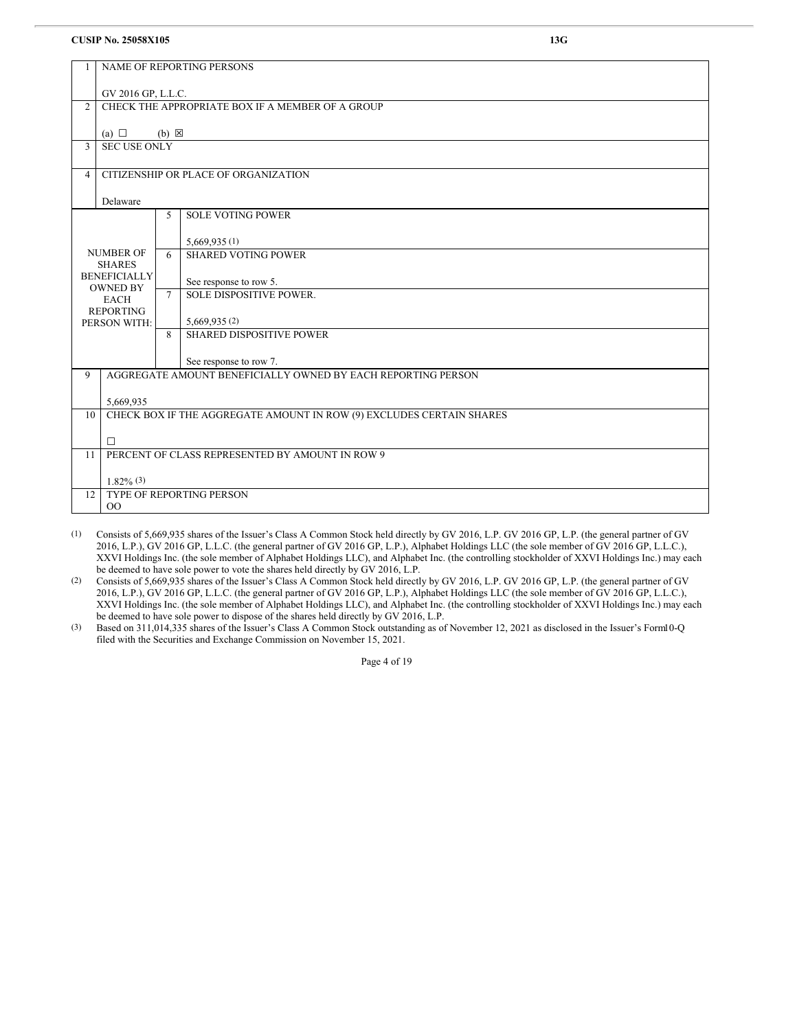**CUSIP No. 25058X105** **13G**

| | | | |
|---|---|---|---|
| 1 | NAME OF REPORTING PERSONS<br><br>GV 2016 GP, L.L.C. | | |
| 2 | CHECK THE APPROPRIATE BOX IF A MEMBER OF A GROUP<br><br>(a) ☐ (b) ☒ | | |
| 3 | SEC USE ONLY | | |
| 4 | CITIZENSHIP OR PLACE OF ORGANIZATION<br><br>Delaware | | |
| NUMBER OF SHARES BENEFICIALLY OWNED BY EACH REPORTING PERSON WITH: | 5 | SOLE VOTING POWER<br><br>5,669,935 (1) | |
| | 6 | SHARED VOTING POWER<br><br>See response to row 5. | |
| | 7 | SOLE DISPOSITIVE POWER.<br><br>5,669,935 (2) | |
| | 8 | SHARED DISPOSITIVE POWER<br><br>See response to row 7. | |
| 9 | AGGREGATE AMOUNT BENEFICIALLY OWNED BY EACH REPORTING PERSON<br><br>5,669,935 | | |
| 10 | CHECK BOX IF THE AGGREGATE AMOUNT IN ROW (9) EXCLUDES CERTAIN SHARES<br><br>☐ | | |
| 11 | PERCENT OF CLASS REPRESENTED BY AMOUNT IN ROW 9<br><br>1.82% (3) | | |
| 12 | TYPE OF REPORTING PERSON<br>OO | | |

(1) Consists of 5,669,935 shares of the Issuer's Class A Common Stock held directly by GV 2016, L.P. GV 2016 GP, L.P. (the general partner of GV 2016, L.P.), GV 2016 GP, L.L.C. (the general partner of GV 2016 GP, L.P.), Alphabet Holdings LLC (the sole member of GV 2016 GP, L.L.C.), XXVI Holdings Inc. (the sole member of Alphabet Holdings LLC), and Alphabet Inc. (the controlling stockholder of XXVI Holdings Inc.) may each be deemed to have sole power to vote the shares held directly by GV 2016, L.P.

(2) Consists of 5,669,935 shares of the Issuer's Class A Common Stock held directly by GV 2016, L.P. GV 2016 GP, L.P. (the general partner of GV 2016, L.P.), GV 2016 GP, L.L.C. (the general partner of GV 2016 GP, L.P.), Alphabet Holdings LLC (the sole member of GV 2016 GP, L.L.C.), XXVI Holdings Inc. (the sole member of Alphabet Holdings LLC), and Alphabet Inc. (the controlling stockholder of XXVI Holdings Inc.) may each be deemed to have sole power to dispose of the shares held directly by GV 2016, L.P.

(3) Based on 311,014,335 shares of the Issuer's Class A Common Stock outstanding as of November 12, 2021 as disclosed in the Issuer's Form10-Q filed with the Securities and Exchange Commission on November 15, 2021.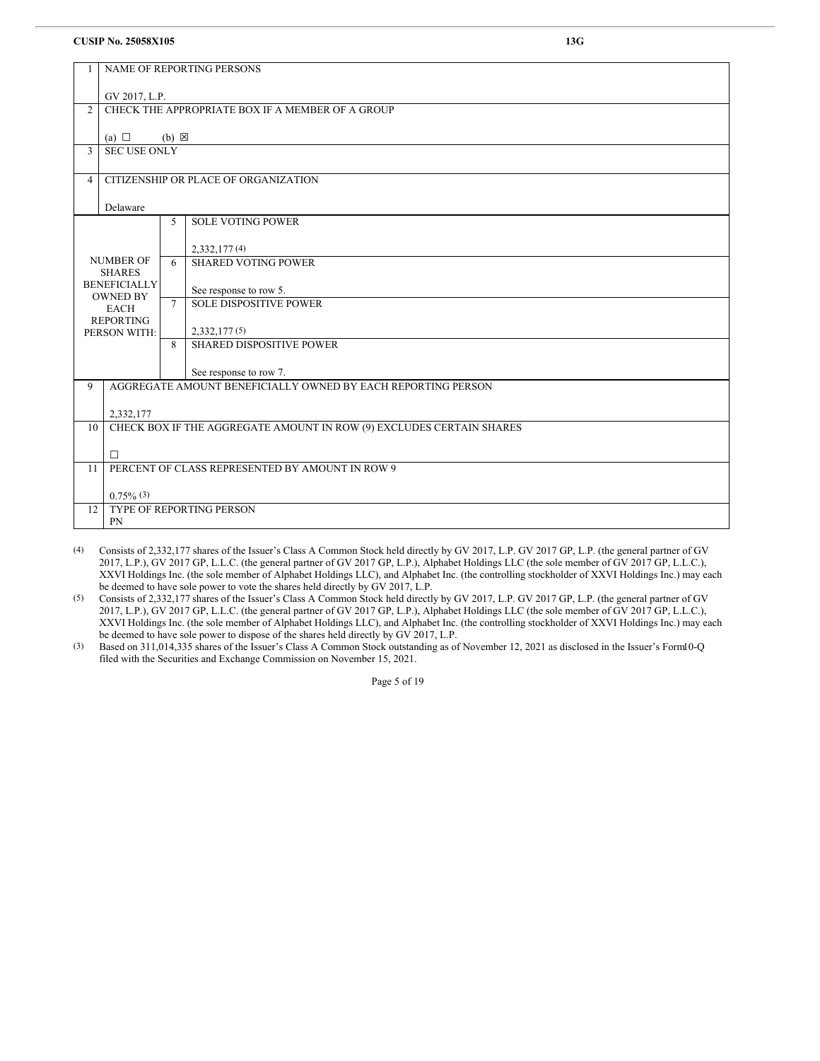**CUSIP No. 25058X105** **13G**

| | | | |
|---|---|---|---|
| 1 | NAME OF REPORTING PERSONS<br><br>GV 2017, L.P. | | |
| 2 | CHECK THE APPROPRIATE BOX IF A MEMBER OF A GROUP<br><br>(a) ☐ (b) ☒ | | |
| 3 | SEC USE ONLY | | |
| 4 | CITIZENSHIP OR PLACE OF ORGANIZATION<br><br>Delaware | | |
| NUMBER OF SHARES BENEFICIALLY OWNED BY EACH REPORTING PERSON WITH: | | 5 | SOLE VOTING POWER<br><br>2,332,177 [4] |
| | | 6 | SHARED VOTING POWER<br><br>See response to row 5. |
| | | 7 | SOLE DISPOSITIVE POWER<br><br>2,332,177 [5] |
| | | 8 | SHARED DISPOSITIVE POWER<br><br>See response to row 7. |
| 9 | AGGREGATE AMOUNT BENEFICIALLY OWNED BY EACH REPORTING PERSON<br><br>2,332,177 | | |
| 10 | CHECK BOX IF THE AGGREGATE AMOUNT IN ROW (9) EXCLUDES CERTAIN SHARES<br><br>☐ | | |
| 11 | PERCENT OF CLASS REPRESENTED BY AMOUNT IN ROW 9<br><br>0.75% [3] | | |
| 12 | TYPE OF REPORTING PERSON<br>PN | | |

(4) Consists of 2,332,177 shares of the Issuer's Class A Common Stock held directly by GV 2017, L.P. GV 2017 GP, L.P. (the general partner of GV 2017, L.P.), GV 2017 GP, L.L.C. (the general partner of GV 2017 GP, L.P.), Alphabet Holdings LLC (the sole member of GV 2017 GP, L.L.C.), XXVI Holdings Inc. (the sole member of Alphabet Holdings LLC), and Alphabet Inc. (the controlling stockholder of XXVI Holdings Inc.) may each be deemed to have sole power to vote the shares held directly by GV 2017, L.P.

(5) Consists of 2,332,177 shares of the Issuer's Class A Common Stock held directly by GV 2017, L.P. GV 2017 GP, L.P. (the general partner of GV 2017, L.P.), GV 2017 GP, L.L.C. (the general partner of GV 2017 GP, L.P.), Alphabet Holdings LLC (the sole member of GV 2017 GP, L.L.C.), XXVI Holdings Inc. (the sole member of Alphabet Holdings LLC), and Alphabet Inc. (the controlling stockholder of XXVI Holdings Inc.) may each be deemed to have sole power to dispose of the shares held directly by GV 2017, L.P.

(3) Based on 311,014,335 shares of the Issuer's Class A Common Stock outstanding as of November 12, 2021 as disclosed in the Issuer's Form10-Q filed with the Securities and Exchange Commission on November 15, 2021.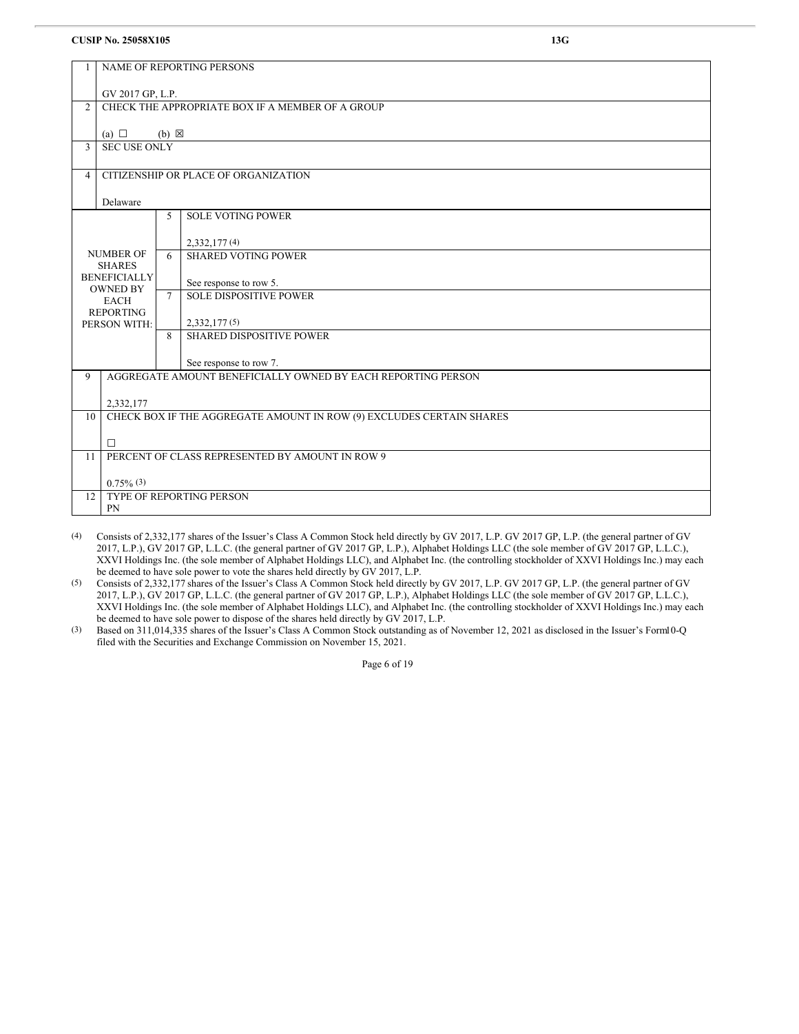**CUSIP No. 25058X105** **13G**

| | | | |
|---|---|---|---|
| 1 | NAME OF REPORTING PERSONS<br><br>GV 2017 GP, L.P. | | |
| 2 | CHECK THE APPROPRIATE BOX IF A MEMBER OF A GROUP<br><br>(a) ☐ (b) ☒ | | |
| 3 | SEC USE ONLY | | |
| 4 | CITIZENSHIP OR PLACE OF ORGANIZATION<br><br>Delaware | | |
| NUMBER OF SHARES BENEFICIALLY OWNED BY EACH REPORTING PERSON WITH: | | 5 | SOLE VOTING POWER<br><br>2,332,177 (4) |
| | | 6 | SHARED VOTING POWER<br><br>See response to row 5. |
| | | 7 | SOLE DISPOSITIVE POWER<br><br>2,332,177 (5) |
| | | 8 | SHARED DISPOSITIVE POWER<br><br>See response to row 7. |
| 9 | AGGREGATE AMOUNT BENEFICIALLY OWNED BY EACH REPORTING PERSON<br><br>2,332,177 | | |
| 10 | CHECK BOX IF THE AGGREGATE AMOUNT IN ROW (9) EXCLUDES CERTAIN SHARES<br><br>☐ | | |
| 11 | PERCENT OF CLASS REPRESENTED BY AMOUNT IN ROW 9<br><br>0.75% (3) | | |
| 12 | TYPE OF REPORTING PERSON<br>PN | | |

(4) Consists of 2,332,177 shares of the Issuer's Class A Common Stock held directly by GV 2017, L.P. GV 2017 GP, L.P. (the general partner of GV 2017, L.P.), GV 2017 GP, L.L.C. (the general partner of GV 2017 GP, L.P.), Alphabet Holdings LLC (the sole member of GV 2017 GP, L.L.C.), XXVI Holdings Inc. (the sole member of Alphabet Holdings LLC), and Alphabet Inc. (the controlling stockholder of XXVI Holdings Inc.) may each be deemed to have sole power to vote the shares held directly by GV 2017, L.P.

(5) Consists of 2,332,177 shares of the Issuer's Class A Common Stock held directly by GV 2017, L.P. GV 2017 GP, L.P. (the general partner of GV 2017, L.P.), GV 2017 GP, L.L.C. (the general partner of GV 2017 GP, L.P.), Alphabet Holdings LLC (the sole member of GV 2017 GP, L.L.C.), XXVI Holdings Inc. (the sole member of Alphabet Holdings LLC), and Alphabet Inc. (the controlling stockholder of XXVI Holdings Inc.) may each be deemed to have sole power to dispose of the shares held directly by GV 2017, L.P.

(3) Based on 311,014,335 shares of the Issuer's Class A Common Stock outstanding as of November 12, 2021 as disclosed in the Issuer's Form10-Q filed with the Securities and Exchange Commission on November 15, 2021.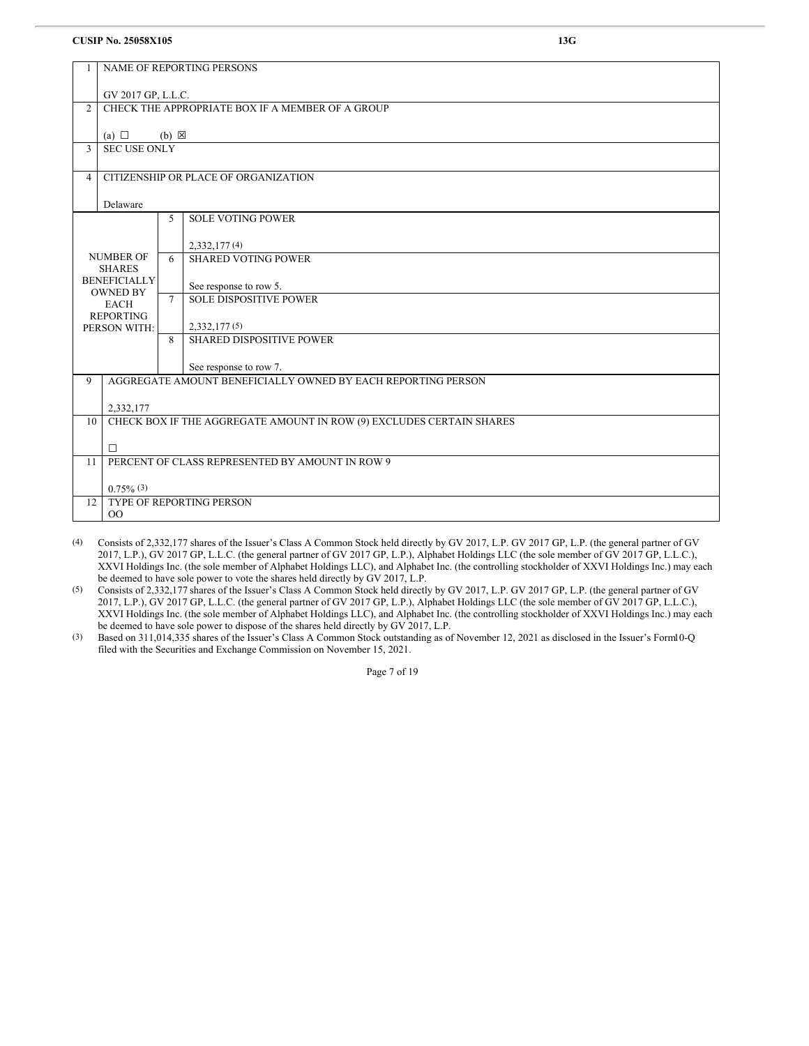**CUSIP No. 25058X105** **13G**

| | | | |
|---|---|---|---|
| 1 | NAME OF REPORTING PERSONS<br><br>GV 2017 GP, L.L.C. | | |
| 2 | CHECK THE APPROPRIATE BOX IF A MEMBER OF A GROUP<br><br>(a) ☐ (b) ☒ | | |
| 3 | SEC USE ONLY | | |
| 4 | CITIZENSHIP OR PLACE OF ORGANIZATION<br><br>Delaware | | |
| NUMBER OF SHARES BENEFICIALLY OWNED BY EACH REPORTING PERSON WITH: | | 5 | SOLE VOTING POWER<br><br>2,332,177 [4] |
| | | 6 | SHARED VOTING POWER<br><br>See response to row 5. |
| | | 7 | SOLE DISPOSITIVE POWER<br><br>2,332,177 [5] |
| | | 8 | SHARED DISPOSITIVE POWER<br><br>See response to row 7. |
| 9 | AGGREGATE AMOUNT BENEFICIALLY OWNED BY EACH REPORTING PERSON<br><br>2,332,177 | | |
| 10 | CHECK BOX IF THE AGGREGATE AMOUNT IN ROW (9) EXCLUDES CERTAIN SHARES<br><br>☐ | | |
| 11 | PERCENT OF CLASS REPRESENTED BY AMOUNT IN ROW 9<br><br>0.75% [3] | | |
| 12 | TYPE OF REPORTING PERSON<br>OO | | |

(4) Consists of 2,332,177 shares of the Issuer's Class A Common Stock held directly by GV 2017, L.P. GV 2017 GP, L.P. (the general partner of GV 2017, L.P.), GV 2017 GP, L.L.C. (the general partner of GV 2017 GP, L.P.), Alphabet Holdings LLC (the sole member of GV 2017 GP, L.L.C.), XXVI Holdings Inc. (the sole member of Alphabet Holdings LLC), and Alphabet Inc. (the controlling stockholder of XXVI Holdings Inc.) may each be deemed to have sole power to vote the shares held directly by GV 2017, L.P.

(5) Consists of 2,332,177 shares of the Issuer's Class A Common Stock held directly by GV 2017, L.P. GV 2017 GP, L.P. (the general partner of GV 2017, L.P.), GV 2017 GP, L.L.C. (the general partner of GV 2017 GP, L.P.), Alphabet Holdings LLC (the sole member of GV 2017 GP, L.L.C.), XXVI Holdings Inc. (the sole member of Alphabet Holdings LLC), and Alphabet Inc. (the controlling stockholder of XXVI Holdings Inc.) may each be deemed to have sole power to dispose of the shares held directly by GV 2017, L.P.

(3) Based on 311,014,335 shares of the Issuer's Class A Common Stock outstanding as of November 12, 2021 as disclosed in the Issuer's Form 10-Q filed with the Securities and Exchange Commission on November 15, 2021.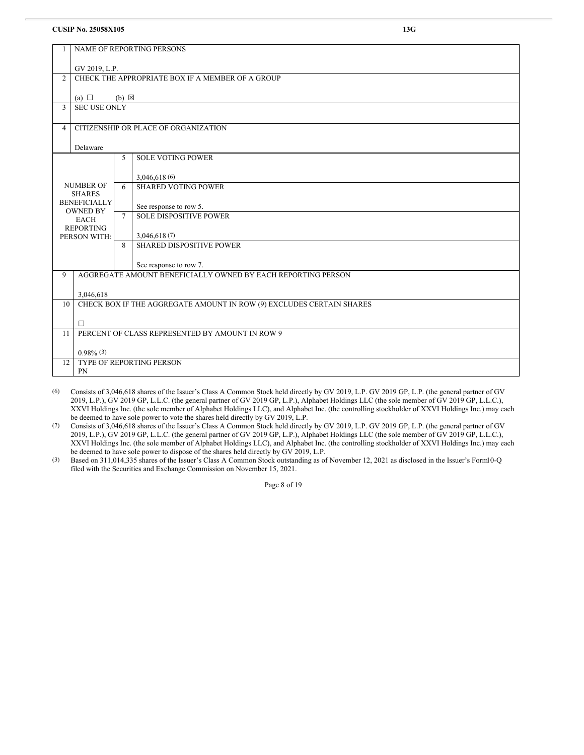**CUSIP No. 25058X105** **13G**

| | | | |
|---|---|---|---|
| 1 | NAME OF REPORTING PERSONS<br><br>GV 2019, L.P. | | |
| 2 | CHECK THE APPROPRIATE BOX IF A MEMBER OF A GROUP<br><br>(a) ☐ (b) ☒ | | |
| 3 | SEC USE ONLY | | |
| 4 | CITIZENSHIP OR PLACE OF ORGANIZATION<br><br>Delaware | | |
| NUMBER OF SHARES BENEFICIALLY OWNED BY EACH REPORTING PERSON WITH: | 5 | SOLE VOTING POWER<br><br>3,046,618 (6) | |
| | 6 | SHARED VOTING POWER<br><br>See response to row 5. | |
| | 7 | SOLE DISPOSITIVE POWER<br><br>3,046,618 (7) | |
| | 8 | SHARED DISPOSITIVE POWER<br><br>See response to row 7. | |
| 9 | AGGREGATE AMOUNT BENEFICIALLY OWNED BY EACH REPORTING PERSON<br><br>3,046,618 | | |
| 10 | CHECK BOX IF THE AGGREGATE AMOUNT IN ROW (9) EXCLUDES CERTAIN SHARES<br><br>☐ | | |
| 11 | PERCENT OF CLASS REPRESENTED BY AMOUNT IN ROW 9<br><br>0.98% (3) | | |
| 12 | TYPE OF REPORTING PERSON<br>PN | | |

(6) Consists of 3,046,618 shares of the Issuer's Class A Common Stock held directly by GV 2019, L.P. GV 2019 GP, L.P. (the general partner of GV 2019, L.P.), GV 2019 GP, L.L.C. (the general partner of GV 2019 GP, L.P.), Alphabet Holdings LLC (the sole member of GV 2019 GP, L.L.C.), XXVI Holdings Inc. (the sole member of Alphabet Holdings LLC), and Alphabet Inc. (the controlling stockholder of XXVI Holdings Inc.) may each be deemed to have sole power to vote the shares held directly by GV 2019, L.P.

(7) Consists of 3,046,618 shares of the Issuer's Class A Common Stock held directly by GV 2019, L.P. GV 2019 GP, L.P. (the general partner of GV 2019, L.P.), GV 2019 GP, L.L.C. (the general partner of GV 2019 GP, L.P.), Alphabet Holdings LLC (the sole member of GV 2019 GP, L.L.C.), XXVI Holdings Inc. (the sole member of Alphabet Holdings LLC), and Alphabet Inc. (the controlling stockholder of XXVI Holdings Inc.) may each be deemed to have sole power to dispose of the shares held directly by GV 2019, L.P.

(3) Based on 311,014,335 shares of the Issuer's Class A Common Stock outstanding as of November 12, 2021 as disclosed in the Issuer's Form 10-Q filed with the Securities and Exchange Commission on November 15, 2021.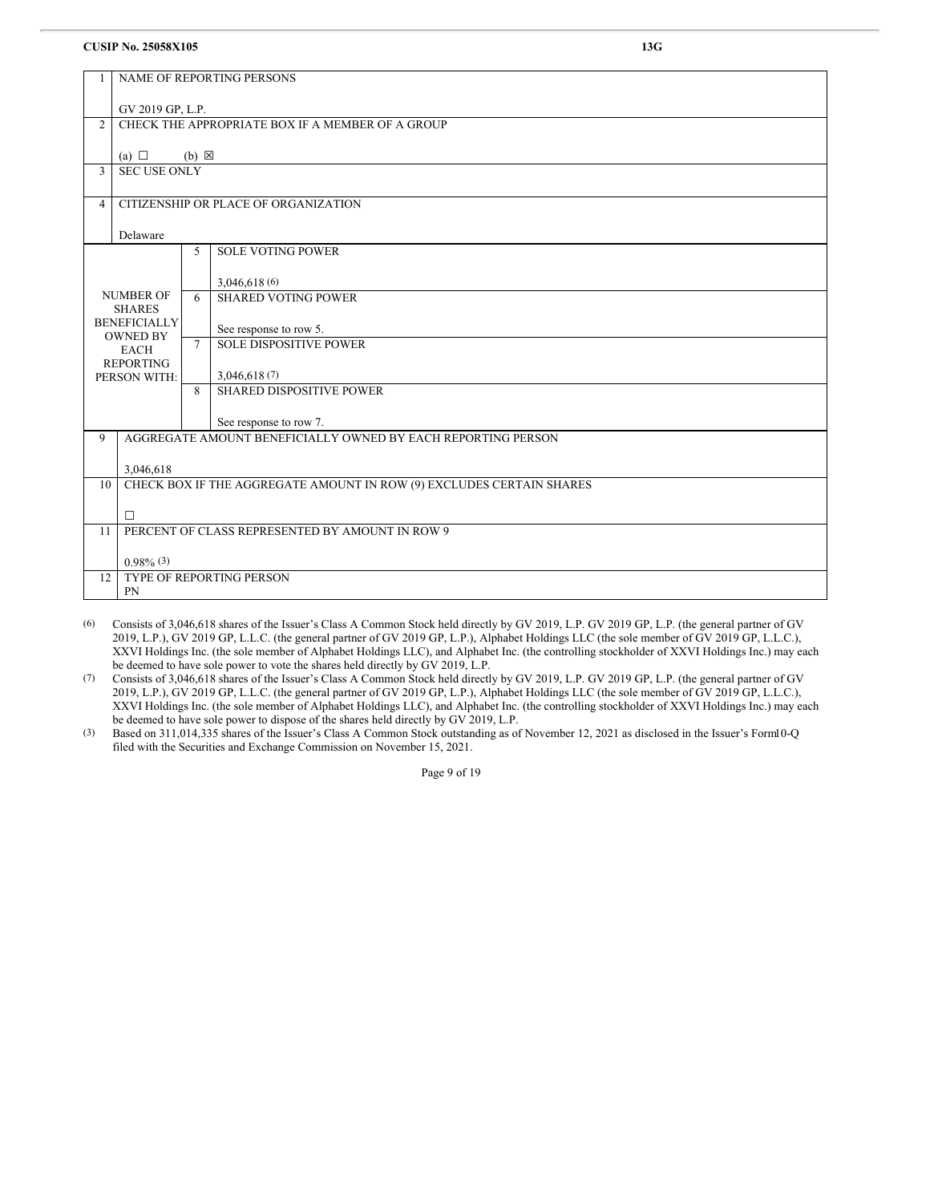**CUSIP No. 25058X105** **13G**

| | | | |
|---|---|---|---|
| 1 | NAME OF REPORTING PERSONS<br><br>GV 2019 GP, L.P. | | |
| 2 | CHECK THE APPROPRIATE BOX IF A MEMBER OF A GROUP<br><br>(a) ☐ (b) ☒ | | |
| 3 | SEC USE ONLY | | |
| 4 | CITIZENSHIP OR PLACE OF ORGANIZATION<br><br>Delaware | | |
| NUMBER OF SHARES BENEFICIALLY OWNED BY EACH REPORTING PERSON WITH: | | 5 | SOLE VOTING POWER<br><br>3,046,618 (6) |
| | | 6 | SHARED VOTING POWER<br><br>See response to row 5. |
| | | 7 | SOLE DISPOSITIVE POWER<br><br>3,046,618 (7) |
| | | 8 | SHARED DISPOSITIVE POWER<br><br>See response to row 7. |
| 9 | AGGREGATE AMOUNT BENEFICIALLY OWNED BY EACH REPORTING PERSON<br><br>3,046,618 | | |
| 10 | CHECK BOX IF THE AGGREGATE AMOUNT IN ROW (9) EXCLUDES CERTAIN SHARES<br><br>☐ | | |
| 11 | PERCENT OF CLASS REPRESENTED BY AMOUNT IN ROW 9<br><br>0.98% (3) | | |
| 12 | TYPE OF REPORTING PERSON<br>PN | | |

(6) Consists of 3,046,618 shares of the Issuer's Class A Common Stock held directly by GV 2019, L.P. GV 2019 GP, L.P. (the general partner of GV 2019, L.P.), GV 2019 GP, L.L.C. (the general partner of GV 2019 GP, L.P.), Alphabet Holdings LLC (the sole member of GV 2019 GP, L.L.C.), XXVI Holdings Inc. (the sole member of Alphabet Holdings LLC), and Alphabet Inc. (the controlling stockholder of XXVI Holdings Inc.) may each be deemed to have sole power to vote the shares held directly by GV 2019, L.P.

(7) Consists of 3,046,618 shares of the Issuer's Class A Common Stock held directly by GV 2019, L.P. GV 2019 GP, L.P. (the general partner of GV 2019, L.P.), GV 2019 GP, L.L.C. (the general partner of GV 2019 GP, L.P.), Alphabet Holdings LLC (the sole member of GV 2019 GP, L.L.C.), XXVI Holdings Inc. (the sole member of Alphabet Holdings LLC), and Alphabet Inc. (the controlling stockholder of XXVI Holdings Inc.) may each be deemed to have sole power to dispose of the shares held directly by GV 2019, L.P.

(3) Based on 311,014,335 shares of the Issuer's Class A Common Stock outstanding as of November 12, 2021 as disclosed in the Issuer's Form10-Q filed with the Securities and Exchange Commission on November 15, 2021.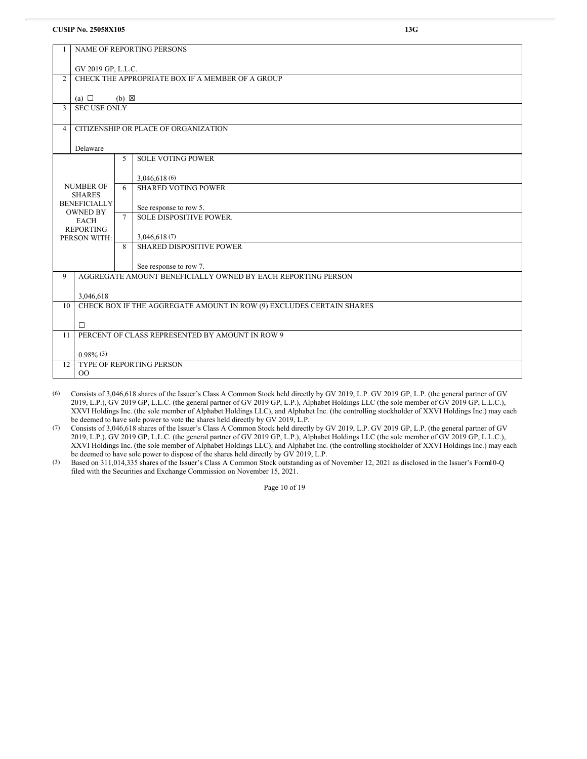**CUSIP No. 25058X105** **13G**

| | | | |
|---|---|---|---|
| 1 | NAME OF REPORTING PERSONS<br><br>GV 2019 GP, L.L.C. | | |
| 2 | CHECK THE APPROPRIATE BOX IF A MEMBER OF A GROUP<br><br>(a) ☐ (b) ☒ | | |
| 3 | SEC USE ONLY | | |
| 4 | CITIZENSHIP OR PLACE OF ORGANIZATION<br><br>Delaware | | |
| NUMBER OF SHARES BENEFICIALLY OWNED BY EACH REPORTING PERSON WITH: | 5 | SOLE VOTING POWER<br><br>3,046,618 (6) | |
| | 6 | SHARED VOTING POWER<br><br>See response to row 5. | |
| | 7 | SOLE DISPOSITIVE POWER.<br><br>3,046,618 (7) | |
| | 8 | SHARED DISPOSITIVE POWER<br><br>See response to row 7. | |
| 9 | AGGREGATE AMOUNT BENEFICIALLY OWNED BY EACH REPORTING PERSON<br><br>3,046,618 | | |
| 10 | CHECK BOX IF THE AGGREGATE AMOUNT IN ROW (9) EXCLUDES CERTAIN SHARES<br><br>☐ | | |
| 11 | PERCENT OF CLASS REPRESENTED BY AMOUNT IN ROW 9<br><br>0.98% (3) | | |
| 12 | TYPE OF REPORTING PERSON<br>OO | | |

(6) Consists of 3,046,618 shares of the Issuer's Class A Common Stock held directly by GV 2019, L.P. GV 2019 GP, L.P. (the general partner of GV 2019, L.P.), GV 2019 GP, L.L.C. (the general partner of GV 2019 GP, L.P.), Alphabet Holdings LLC (the sole member of GV 2019 GP, L.L.C.), XXVI Holdings Inc. (the sole member of Alphabet Holdings LLC), and Alphabet Inc. (the controlling stockholder of XXVI Holdings Inc.) may each be deemed to have sole power to vote the shares held directly by GV 2019, L.P.

(7) Consists of 3,046,618 shares of the Issuer's Class A Common Stock held directly by GV 2019, L.P. GV 2019 GP, L.P. (the general partner of GV 2019, L.P.), GV 2019 GP, L.L.C. (the general partner of GV 2019 GP, L.P.), Alphabet Holdings LLC (the sole member of GV 2019 GP, L.L.C.), XXVI Holdings Inc. (the sole member of Alphabet Holdings LLC), and Alphabet Inc. (the controlling stockholder of XXVI Holdings Inc.) may each be deemed to have sole power to dispose of the shares held directly by GV 2019, L.P.

(3) Based on 311,014,335 shares of the Issuer's Class A Common Stock outstanding as of November 12, 2021 as disclosed in the Issuer's Form10-Q filed with the Securities and Exchange Commission on November 15, 2021.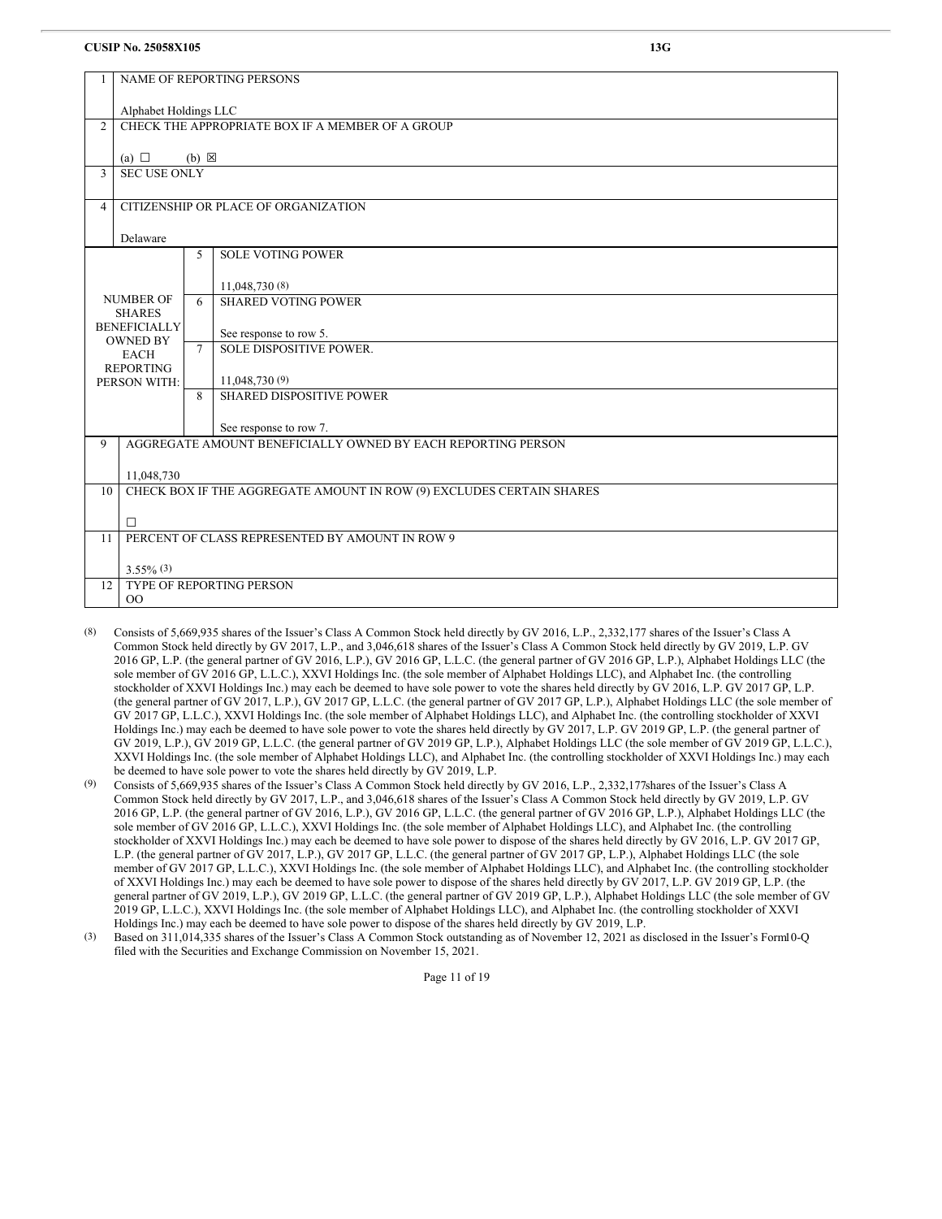**CUSIP No. 25058X105** **13G**

| | | | |
|---|---|---|---|
| 1 | NAME OF REPORTING PERSONS<br><br>Alphabet Holdings LLC | | |
| 2 | CHECK THE APPROPRIATE BOX IF A MEMBER OF A GROUP<br><br>(a) ☐ (b) ☒ | | |
| 3 | SEC USE ONLY | | |
| 4 | CITIZENSHIP OR PLACE OF ORGANIZATION<br><br>Delaware | | |
| NUMBER OF SHARES BENEFICIALLY OWNED BY EACH REPORTING PERSON WITH: | 5 | SOLE VOTING POWER<br><br>11,048,730 (8) | |
| | 6 | SHARED VOTING POWER<br><br>See response to row 5. | |
| | 7 | SOLE DISPOSITIVE POWER.<br><br>11,048,730 (9) | |
| | 8 | SHARED DISPOSITIVE POWER<br><br>See response to row 7. | |
| 9 | AGGREGATE AMOUNT BENEFICIALLY OWNED BY EACH REPORTING PERSON<br><br>11,048,730 | | |
| 10 | CHECK BOX IF THE AGGREGATE AMOUNT IN ROW (9) EXCLUDES CERTAIN SHARES<br><br>☐ | | |
| 11 | PERCENT OF CLASS REPRESENTED BY AMOUNT IN ROW 9<br><br>3.55% (3) | | |
| 12 | TYPE OF REPORTING PERSON<br>OO | | |

(8) Consists of 5,669,935 shares of the Issuer's Class A Common Stock held directly by GV 2016, L.P., 2,332,177 shares of the Issuer's Class A Common Stock held directly by GV 2017, L.P., and 3,046,618 shares of the Issuer's Class A Common Stock held directly by GV 2019, L.P. GV 2016 GP, L.P. (the general partner of GV 2016, L.P.), GV 2016 GP, L.L.C. (the general partner of GV 2016 GP, L.P.), Alphabet Holdings LLC (the sole member of GV 2016 GP, L.L.C.), XXVI Holdings Inc. (the sole member of Alphabet Holdings LLC), and Alphabet Inc. (the controlling stockholder of XXVI Holdings Inc.) may each be deemed to have sole power to vote the shares held directly by GV 2016, L.P. GV 2017 GP, L.P. (the general partner of GV 2017, L.P.), GV 2017 GP, L.L.C. (the general partner of GV 2017 GP, L.P.), Alphabet Holdings LLC (the sole member of GV 2017 GP, L.L.C.), XXVI Holdings Inc. (the sole member of Alphabet Holdings LLC), and Alphabet Inc. (the controlling stockholder of XXVI Holdings Inc.) may each be deemed to have sole power to vote the shares held directly by GV 2017, L.P. GV 2019 GP, L.P. (the general partner of GV 2019, L.P.), GV 2019 GP, L.L.C. (the general partner of GV 2019 GP, L.P.), Alphabet Holdings LLC (the sole member of GV 2019 GP, L.L.C.), XXVI Holdings Inc. (the sole member of Alphabet Holdings LLC), and Alphabet Inc. (the controlling stockholder of XXVI Holdings Inc.) may each be deemed to have sole power to vote the shares held directly by GV 2019, L.P.

(9) Consists of 5,669,935 shares of the Issuer's Class A Common Stock held directly by GV 2016, L.P., 2,332,177shares of the Issuer's Class A Common Stock held directly by GV 2017, L.P., and 3,046,618 shares of the Issuer's Class A Common Stock held directly by GV 2019, L.P. GV 2016 GP, L.P. (the general partner of GV 2016, L.P.), GV 2016 GP, L.L.C. (the general partner of GV 2016 GP, L.P.), Alphabet Holdings LLC (the sole member of GV 2016 GP, L.L.C.), XXVI Holdings Inc. (the sole member of Alphabet Holdings LLC), and Alphabet Inc. (the controlling stockholder of XXVI Holdings Inc.) may each be deemed to have sole power to dispose of the shares held directly by GV 2016, L.P. GV 2017 GP, L.P. (the general partner of GV 2017, L.P.), GV 2017 GP, L.L.C. (the general partner of GV 2017 GP, L.P.), Alphabet Holdings LLC (the sole member of GV 2017 GP, L.L.C.), XXVI Holdings Inc. (the sole member of Alphabet Holdings LLC), and Alphabet Inc. (the controlling stockholder of XXVI Holdings Inc.) may each be deemed to have sole power to dispose of the shares held directly by GV 2017, L.P. GV 2019 GP, L.P. (the general partner of GV 2019, L.P.), GV 2019 GP, L.L.C. (the general partner of GV 2019 GP, L.P.), Alphabet Holdings LLC (the sole member of GV 2019 GP, L.L.C.), XXVI Holdings Inc. (the sole member of Alphabet Holdings LLC), and Alphabet Inc. (the controlling stockholder of XXVI Holdings Inc.) may each be deemed to have sole power to dispose of the shares held directly by GV 2019, L.P.

(3) Based on 311,014,335 shares of the Issuer's Class A Common Stock outstanding as of November 12, 2021 as disclosed in the Issuer's Form10-Q filed with the Securities and Exchange Commission on November 15, 2021.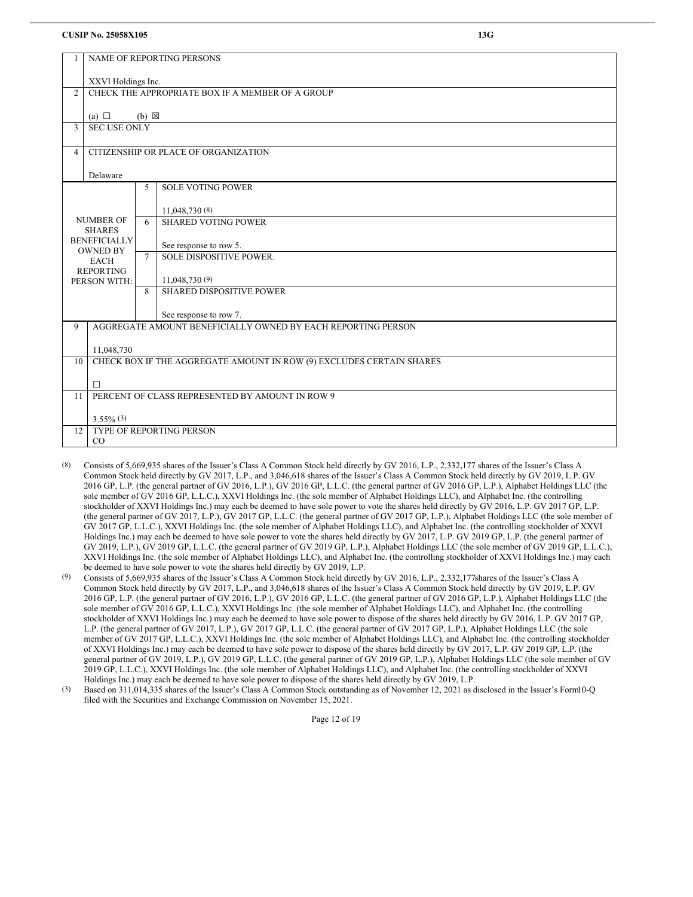**CUSIP No. 25058X105** **13G**

| 1 | NAME OF REPORTING PERSONS<br><br>XXVI Holdings Inc. | |
|---|---|---|
| 2 | CHECK THE APPROPRIATE BOX IF A MEMBER OF A GROUP<br><br>(a) ☐ (b) ☒ | |
| 3 | SEC USE ONLY | |
| 4 | CITIZENSHIP OR PLACE OF ORGANIZATION<br><br>Delaware | |
| NUMBER OF SHARES BENEFICIALLY OWNED BY EACH REPORTING PERSON WITH: | 5 | SOLE VOTING POWER<br><br>11,048,730 (8) |
| | 6 | SHARED VOTING POWER<br><br>See response to row 5. |
| | 7 | SOLE DISPOSITIVE POWER.<br><br>11,048,730 (9) |
| | 8 | SHARED DISPOSITIVE POWER<br><br>See response to row 7. |
| 9 | AGGREGATE AMOUNT BENEFICIALLY OWNED BY EACH REPORTING PERSON<br><br>11,048,730 | |
| 10 | CHECK BOX IF THE AGGREGATE AMOUNT IN ROW (9) EXCLUDES CERTAIN SHARES<br><br>☐ | |
| 11 | PERCENT OF CLASS REPRESENTED BY AMOUNT IN ROW 9<br><br>3.55% (3) | |
| 12 | TYPE OF REPORTING PERSON<br>CO | |

(8) Consists of 5,669,935 shares of the Issuer's Class A Common Stock held directly by GV 2016, L.P., 2,332,177 shares of the Issuer's Class A Common Stock held directly by GV 2017, L.P., and 3,046,618 shares of the Issuer's Class A Common Stock held directly by GV 2019, L.P. GV 2016 GP, L.P. (the general partner of GV 2016, L.P.), GV 2016 GP, L.L.C. (the general partner of GV 2016 GP, L.P.), Alphabet Holdings LLC (the sole member of GV 2016 GP, L.L.C.), XXVI Holdings Inc. (the sole member of Alphabet Holdings LLC), and Alphabet Inc. (the controlling stockholder of XXVI Holdings Inc.) may each be deemed to have sole power to vote the shares held directly by GV 2016, L.P. GV 2017 GP, L.P. (the general partner of GV 2017, L.P.), GV 2017 GP, L.L.C. (the general partner of GV 2017 GP, L.P.), Alphabet Holdings LLC (the sole member of GV 2017 GP, L.L.C.), XXVI Holdings Inc. (the sole member of Alphabet Holdings LLC), and Alphabet Inc. (the controlling stockholder of XXVI Holdings Inc.) may each be deemed to have sole power to vote the shares held directly by GV 2017, L.P. GV 2019 GP, L.P. (the general partner of GV 2019, L.P.), GV 2019 GP, L.L.C. (the general partner of GV 2019 GP, L.P.), Alphabet Holdings LLC (the sole member of GV 2019 GP, L.L.C.), XXVI Holdings Inc. (the sole member of Alphabet Holdings LLC), and Alphabet Inc. (the controlling stockholder of XXVI Holdings Inc.) may each be deemed to have sole power to vote the shares held directly by GV 2019, L.P.

(9) Consists of 5,669,935 shares of the Issuer's Class A Common Stock held directly by GV 2016, L.P., 2,332,177shares of the Issuer's Class A Common Stock held directly by GV 2017, L.P., and 3,046,618 shares of the Issuer's Class A Common Stock held directly by GV 2019, L.P. GV 2016 GP, L.P. (the general partner of GV 2016, L.P.), GV 2016 GP, L.L.C. (the general partner of GV 2016 GP, L.P.), Alphabet Holdings LLC (the sole member of GV 2016 GP, L.L.C.), XXVI Holdings Inc. (the sole member of Alphabet Holdings LLC), and Alphabet Inc. (the controlling stockholder of XXVI Holdings Inc.) may each be deemed to have sole power to dispose of the shares held directly by GV 2016, L.P. GV 2017 GP, L.P. (the general partner of GV 2017, L.P.), GV 2017 GP, L.L.C. (the general partner of GV 2017 GP, L.P.), Alphabet Holdings LLC (the sole member of GV 2017 GP, L.L.C.), XXVI Holdings Inc. (the sole member of Alphabet Holdings LLC), and Alphabet Inc. (the controlling stockholder of XXVI Holdings Inc.) may each be deemed to have sole power to dispose of the shares held directly by GV 2017, L.P. GV 2019 GP, L.P. (the general partner of GV 2019, L.P.), GV 2019 GP, L.L.C. (the general partner of GV 2019 GP, L.P.), Alphabet Holdings LLC (the sole member of GV 2019 GP, L.L.C.), XXVI Holdings Inc. (the sole member of Alphabet Holdings LLC), and Alphabet Inc. (the controlling stockholder of XXVI Holdings Inc.) may each be deemed to have sole power to dispose of the shares held directly by GV 2019, L.P.

(3) Based on 311,014,335 shares of the Issuer's Class A Common Stock outstanding as of November 12, 2021 as disclosed in the Issuer's Form10-Q filed with the Securities and Exchange Commission on November 15, 2021.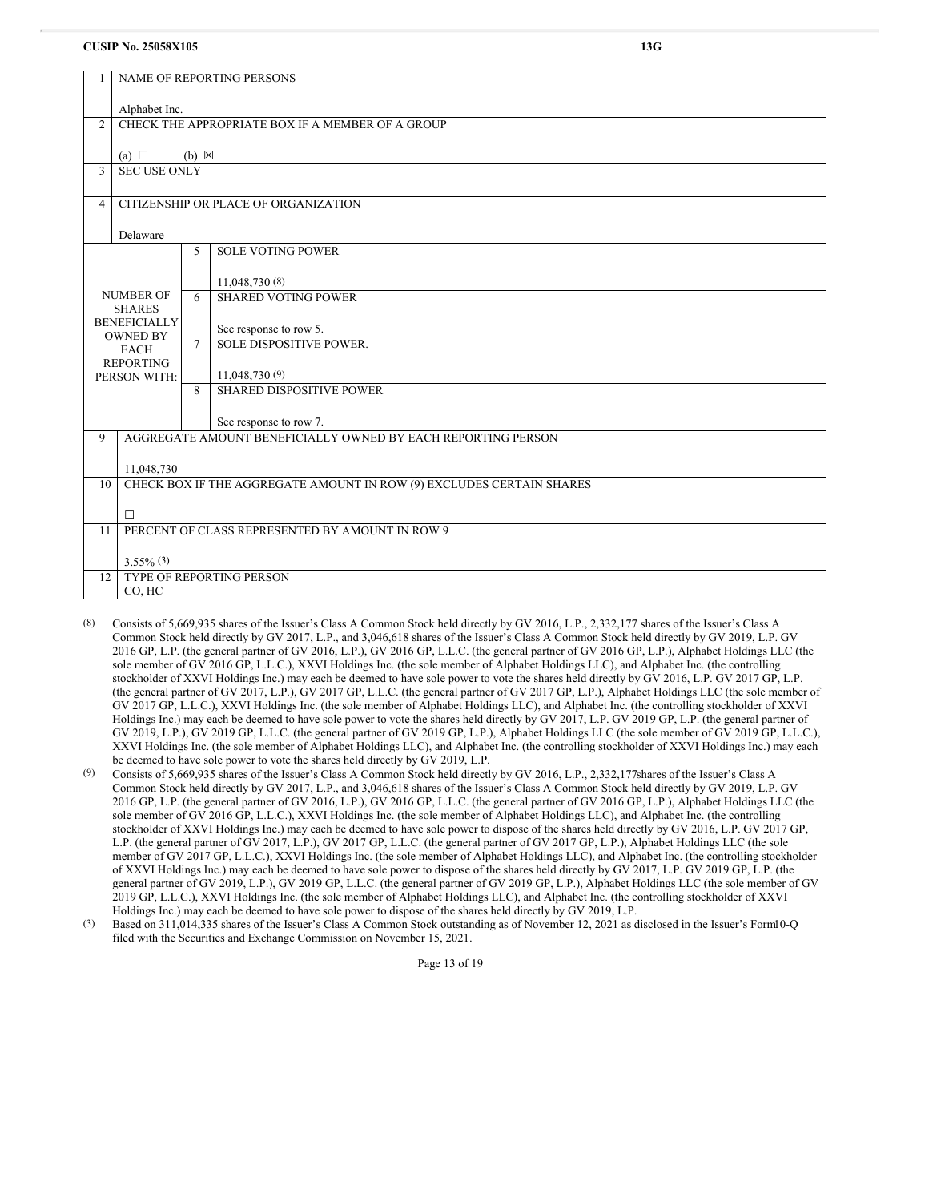**CUSIP No. 25058X105** **13G**

| | | | |
|---|---|---|---|
| 1 | NAME OF REPORTING PERSONS<br><br>Alphabet Inc. | | |
| 2 | CHECK THE APPROPRIATE BOX IF A MEMBER OF A GROUP<br><br>(a) ☐ (b) ☒ | | |
| 3 | SEC USE ONLY | | |
| 4 | CITIZENSHIP OR PLACE OF ORGANIZATION<br><br>Delaware | | |
| NUMBER OF SHARES BENEFICIALLY OWNED BY EACH REPORTING PERSON WITH: | 5 | SOLE VOTING POWER<br><br>11,048,730 (8) | |
| | 6 | SHARED VOTING POWER<br><br>See response to row 5. | |
| | 7 | SOLE DISPOSITIVE POWER.<br><br>11,048,730 (9) | |
| | 8 | SHARED DISPOSITIVE POWER<br><br>See response to row 7. | |
| 9 | AGGREGATE AMOUNT BENEFICIALLY OWNED BY EACH REPORTING PERSON<br><br>11,048,730 | | |
| 10 | CHECK BOX IF THE AGGREGATE AMOUNT IN ROW (9) EXCLUDES CERTAIN SHARES<br><br>☐ | | |
| 11 | PERCENT OF CLASS REPRESENTED BY AMOUNT IN ROW 9<br><br>3.55% (3) | | |
| 12 | TYPE OF REPORTING PERSON<br>CO, HC | | |

(8) Consists of 5,669,935 shares of the Issuer's Class A Common Stock held directly by GV 2016, L.P., 2,332,177 shares of the Issuer's Class A Common Stock held directly by GV 2017, L.P., and 3,046,618 shares of the Issuer's Class A Common Stock held directly by GV 2019, L.P. GV 2016 GP, L.P. (the general partner of GV 2016, L.P.), GV 2016 GP, L.L.C. (the general partner of GV 2016 GP, L.P.), Alphabet Holdings LLC (the sole member of GV 2016 GP, L.L.C.), XXVI Holdings Inc. (the sole member of Alphabet Holdings LLC), and Alphabet Inc. (the controlling stockholder of XXVI Holdings Inc.) may each be deemed to have sole power to vote the shares held directly by GV 2016, L.P. GV 2017 GP, L.P. (the general partner of GV 2017, L.P.), GV 2017 GP, L.L.C. (the general partner of GV 2017 GP, L.P.), Alphabet Holdings LLC (the sole member of GV 2017 GP, L.L.C.), XXVI Holdings Inc. (the sole member of Alphabet Holdings LLC), and Alphabet Inc. (the controlling stockholder of XXVI Holdings Inc.) may each be deemed to have sole power to vote the shares held directly by GV 2017, L.P. GV 2019 GP, L.P. (the general partner of GV 2019, L.P.), GV 2019 GP, L.L.C. (the general partner of GV 2019 GP, L.P.), Alphabet Holdings LLC (the sole member of GV 2019 GP, L.L.C.), XXVI Holdings Inc. (the sole member of Alphabet Holdings LLC), and Alphabet Inc. (the controlling stockholder of XXVI Holdings Inc.) may each be deemed to have sole power to vote the shares held directly by GV 2019, L.P.

(9) Consists of 5,669,935 shares of the Issuer's Class A Common Stock held directly by GV 2016, L.P., 2,332,177shares of the Issuer's Class A Common Stock held directly by GV 2017, L.P., and 3,046,618 shares of the Issuer's Class A Common Stock held directly by GV 2019, L.P. GV 2016 GP, L.P. (the general partner of GV 2016, L.P.), GV 2016 GP, L.L.C. (the general partner of GV 2016 GP, L.P.), Alphabet Holdings LLC (the sole member of GV 2016 GP, L.L.C.), XXVI Holdings Inc. (the sole member of Alphabet Holdings LLC), and Alphabet Inc. (the controlling stockholder of XXVI Holdings Inc.) may each be deemed to have sole power to dispose of the shares held directly by GV 2016, L.P. GV 2017 GP, L.P. (the general partner of GV 2017, L.P.), GV 2017 GP, L.L.C. (the general partner of GV 2017 GP, L.P.), Alphabet Holdings LLC (the sole member of GV 2017 GP, L.L.C.), XXVI Holdings Inc. (the sole member of Alphabet Holdings LLC), and Alphabet Inc. (the controlling stockholder of XXVI Holdings Inc.) may each be deemed to have sole power to dispose of the shares held directly by GV 2017, L.P. GV 2019 GP, L.P. (the general partner of GV 2019, L.P.), GV 2019 GP, L.L.C. (the general partner of GV 2019 GP, L.P.), Alphabet Holdings LLC (the sole member of GV 2019 GP, L.L.C.), XXVI Holdings Inc. (the sole member of Alphabet Holdings LLC), and Alphabet Inc. (the controlling stockholder of XXVI Holdings Inc.) may each be deemed to have sole power to dispose of the shares held directly by GV 2019, L.P.

(3) Based on 311,014,335 shares of the Issuer's Class A Common Stock outstanding as of November 12, 2021 as disclosed in the Issuer's Form10-Q filed with the Securities and Exchange Commission on November 15, 2021.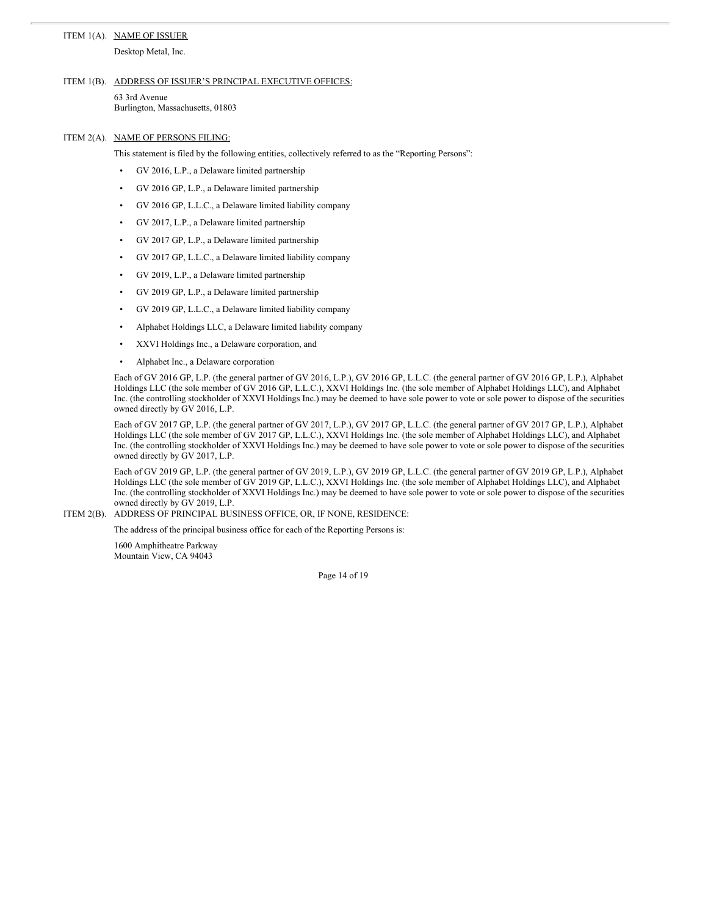ITEM 1(A). NAME OF ISSUER

Desktop Metal, Inc.

ITEM 1(B). ADDRESS OF ISSUER'S PRINCIPAL EXECUTIVE OFFICES:

63 3rd Avenue
Burlington, Massachusetts, 01803

ITEM 2(A). NAME OF PERSONS FILING:

This statement is filed by the following entities, collectively referred to as the "Reporting Persons":

- GV 2016, L.P., a Delaware limited partnership
- GV 2016 GP, L.P., a Delaware limited partnership
- GV 2016 GP, L.L.C., a Delaware limited liability company
- GV 2017, L.P., a Delaware limited partnership
- GV 2017 GP, L.P., a Delaware limited partnership
- GV 2017 GP, L.L.C., a Delaware limited liability company
- GV 2019, L.P., a Delaware limited partnership
- GV 2019 GP, L.P., a Delaware limited partnership
- GV 2019 GP, L.L.C., a Delaware limited liability company
- Alphabet Holdings LLC, a Delaware limited liability company
- XXVI Holdings Inc., a Delaware corporation, and
- Alphabet Inc., a Delaware corporation

Each of GV 2016 GP, L.P. (the general partner of GV 2016, L.P.), GV 2016 GP, L.L.C. (the general partner of GV 2016 GP, L.P.), Alphabet Holdings LLC (the sole member of GV 2016 GP, L.L.C.), XXVI Holdings Inc. (the sole member of Alphabet Holdings LLC), and Alphabet Inc. (the controlling stockholder of XXVI Holdings Inc.) may be deemed to have sole power to vote or sole power to dispose of the securities owned directly by GV 2016, L.P.

Each of GV 2017 GP, L.P. (the general partner of GV 2017, L.P.), GV 2017 GP, L.L.C. (the general partner of GV 2017 GP, L.P.), Alphabet Holdings LLC (the sole member of GV 2017 GP, L.L.C.), XXVI Holdings Inc. (the sole member of Alphabet Holdings LLC), and Alphabet Inc. (the controlling stockholder of XXVI Holdings Inc.) may be deemed to have sole power to vote or sole power to dispose of the securities owned directly by GV 2017, L.P.

Each of GV 2019 GP, L.P. (the general partner of GV 2019, L.P.), GV 2019 GP, L.L.C. (the general partner of GV 2019 GP, L.P.), Alphabet Holdings LLC (the sole member of GV 2019 GP, L.L.C.), XXVI Holdings Inc. (the sole member of Alphabet Holdings LLC), and Alphabet Inc. (the controlling stockholder of XXVI Holdings Inc.) may be deemed to have sole power to vote or sole power to dispose of the securities owned directly by GV 2019, L.P.

ITEM 2(B). ADDRESS OF PRINCIPAL BUSINESS OFFICE, OR, IF NONE, RESIDENCE:

The address of the principal business office for each of the Reporting Persons is:

1600 Amphitheatre Parkway
Mountain View, CA 94043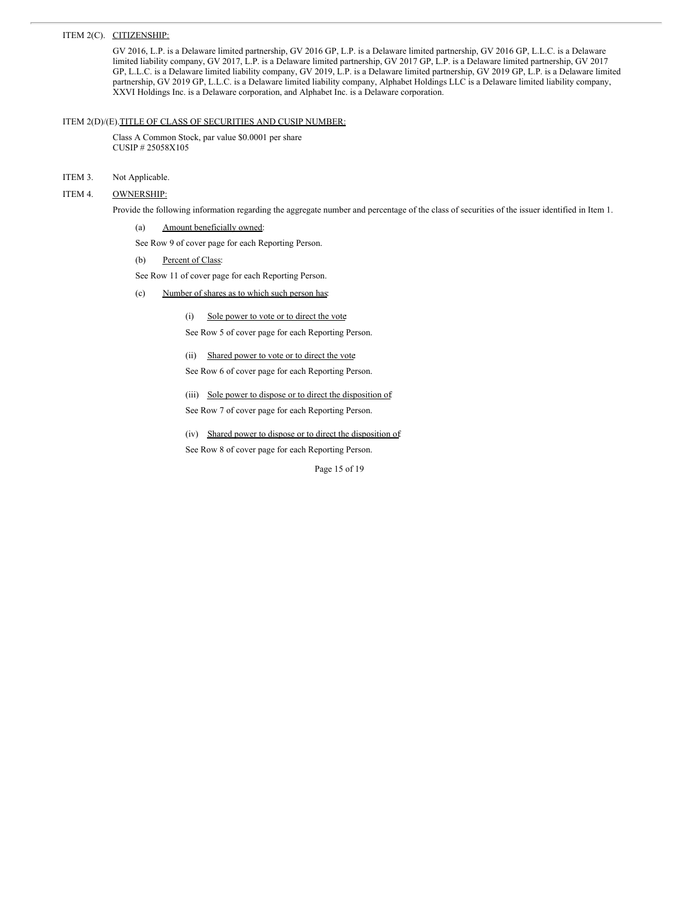ITEM 2(C). <u>CITIZENSHIP:</u>

GV 2016, L.P. is a Delaware limited partnership, GV 2016 GP, L.P. is a Delaware limited partnership, GV 2016 GP, L.L.C. is a Delaware limited liability company, GV 2017, L.P. is a Delaware limited partnership, GV 2017 GP, L.P. is a Delaware limited partnership, GV 2017 GP, L.L.C. is a Delaware limited liability company, GV 2019, L.P. is a Delaware limited partnership, GV 2019 GP, L.P. is a Delaware limited partnership, GV 2019 GP, L.L.C. is a Delaware limited liability company, Alphabet Holdings LLC is a Delaware limited liability company, XXVI Holdings Inc. is a Delaware corporation, and Alphabet Inc. is a Delaware corporation.

ITEM 2(D)/(E). <u>TITLE OF CLASS OF SECURITIES AND CUSIP NUMBER:</u>

Class A Common Stock, par value $0.0001 per share
CUSIP # 25058X105

ITEM 3. Not Applicable.

ITEM 4. <u>OWNERSHIP:</u>

Provide the following information regarding the aggregate number and percentage of the class of securities of the issuer identified in Item 1.

(a) <u>Amount beneficially owned</u>:

See Row 9 of cover page for each Reporting Person.

(b) <u>Percent of Class</u>:

See Row 11 of cover page for each Reporting Person.

(c) <u>Number of shares as to which such person has</u>:

(i) <u>Sole power to vote or to direct the vote</u>

See Row 5 of cover page for each Reporting Person.

(ii) <u>Shared power to vote or to direct the vote</u>

See Row 6 of cover page for each Reporting Person.

(iii) <u>Sole power to dispose or to direct the disposition of</u>

See Row 7 of cover page for each Reporting Person.

(iv) <u>Shared power to dispose or to direct the disposition of</u>

See Row 8 of cover page for each Reporting Person.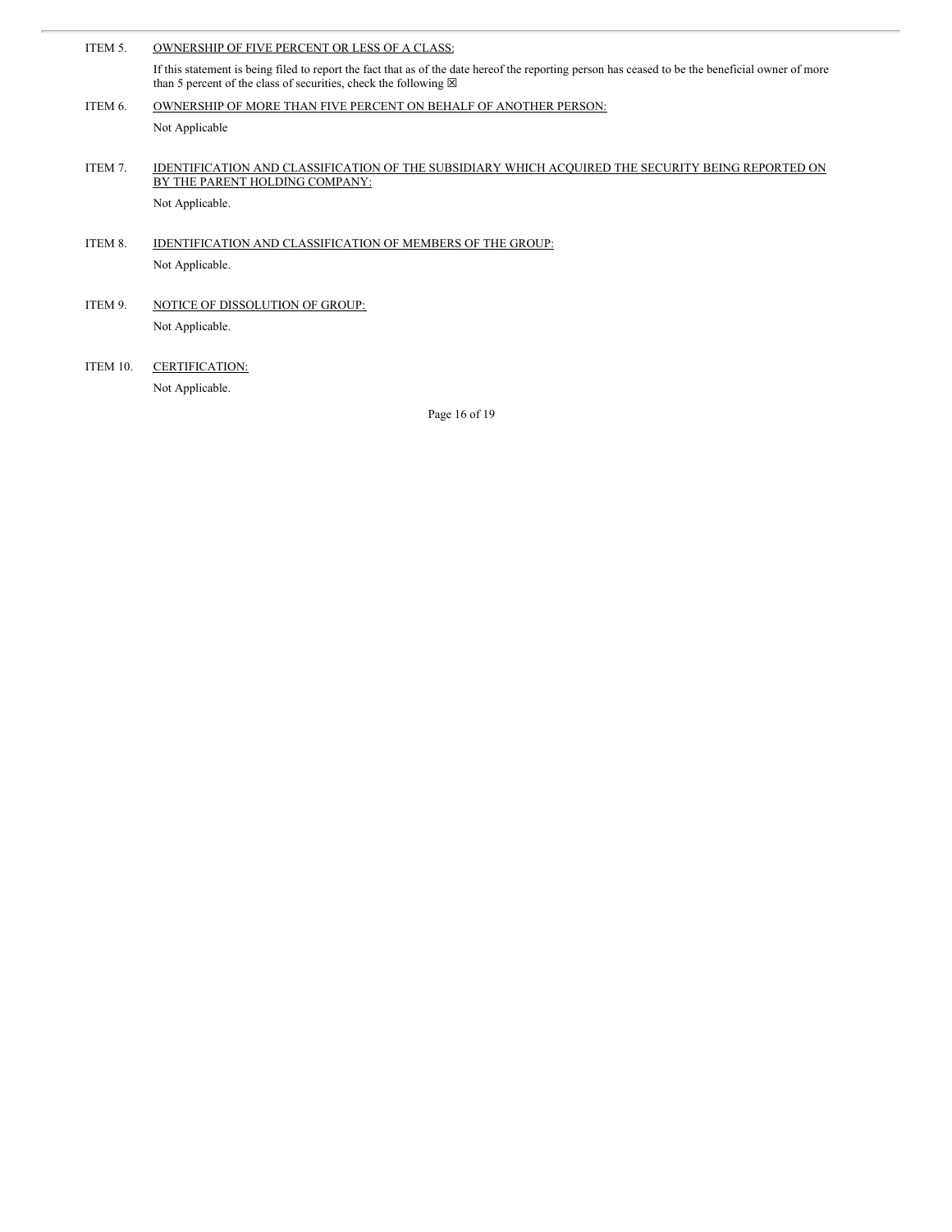ITEM 5. OWNERSHIP OF FIVE PERCENT OR LESS OF A CLASS:

If this statement is being filed to report the fact that as of the date hereof the reporting person has ceased to be the beneficial owner of more than 5 percent of the class of securities, check the following ☒

ITEM 6. OWNERSHIP OF MORE THAN FIVE PERCENT ON BEHALF OF ANOTHER PERSON:

Not Applicable

ITEM 7. IDENTIFICATION AND CLASSIFICATION OF THE SUBSIDIARY WHICH ACQUIRED THE SECURITY BEING REPORTED ON BY THE PARENT HOLDING COMPANY:

Not Applicable.

ITEM 8. IDENTIFICATION AND CLASSIFICATION OF MEMBERS OF THE GROUP:

Not Applicable.

ITEM 9. NOTICE OF DISSOLUTION OF GROUP:

Not Applicable.

ITEM 10. CERTIFICATION:

Not Applicable.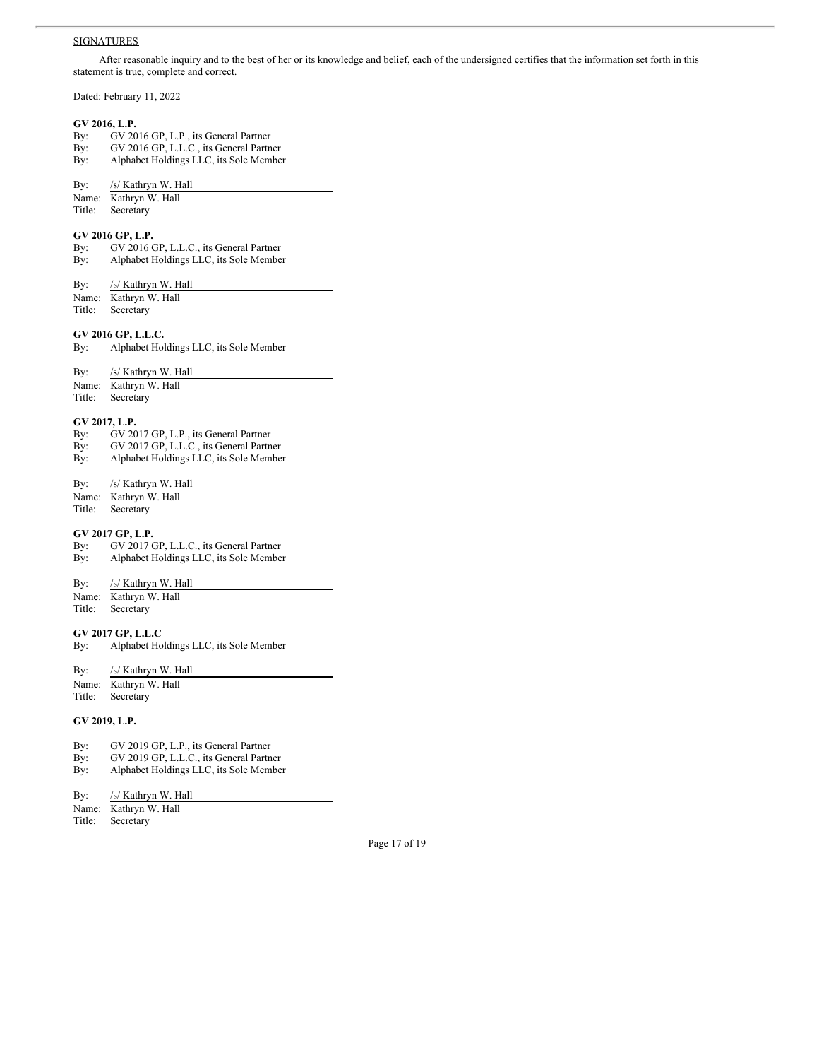SIGNATURES

After reasonable inquiry and to the best of her or its knowledge and belief, each of the undersigned certifies that the information set forth in this statement is true, complete and correct.

Dated: February 11, 2022

**GV 2016, L.P.**
By: GV 2016 GP, L.P., its General Partner
By: GV 2016 GP, L.L.C., its General Partner
By: Alphabet Holdings LLC, its Sole Member

By: /s/ Kathryn W. Hall
Name: Kathryn W. Hall
Title: Secretary

**GV 2016 GP, L.P.**
By: GV 2016 GP, L.L.C., its General Partner
By: Alphabet Holdings LLC, its Sole Member

By: /s/ Kathryn W. Hall
Name: Kathryn W. Hall
Title: Secretary

**GV 2016 GP, L.L.C.**
By: Alphabet Holdings LLC, its Sole Member

By: /s/ Kathryn W. Hall
Name: Kathryn W. Hall
Title: Secretary

**GV 2017, L.P.**
By: GV 2017 GP, L.P., its General Partner
By: GV 2017 GP, L.L.C., its General Partner
By: Alphabet Holdings LLC, its Sole Member

By: /s/ Kathryn W. Hall
Name: Kathryn W. Hall
Title: Secretary

**GV 2017 GP, L.P.**
By: GV 2017 GP, L.L.C., its General Partner
By: Alphabet Holdings LLC, its Sole Member

By: /s/ Kathryn W. Hall
Name: Kathryn W. Hall
Title: Secretary

**GV 2017 GP, L.L.C**
By: Alphabet Holdings LLC, its Sole Member

By: /s/ Kathryn W. Hall
Name: Kathryn W. Hall
Title: Secretary

**GV 2019, L.P.**

By: GV 2019 GP, L.P., its General Partner
By: GV 2019 GP, L.L.C., its General Partner
By: Alphabet Holdings LLC, its Sole Member

By: /s/ Kathryn W. Hall
Name: Kathryn W. Hall
Title: Secretary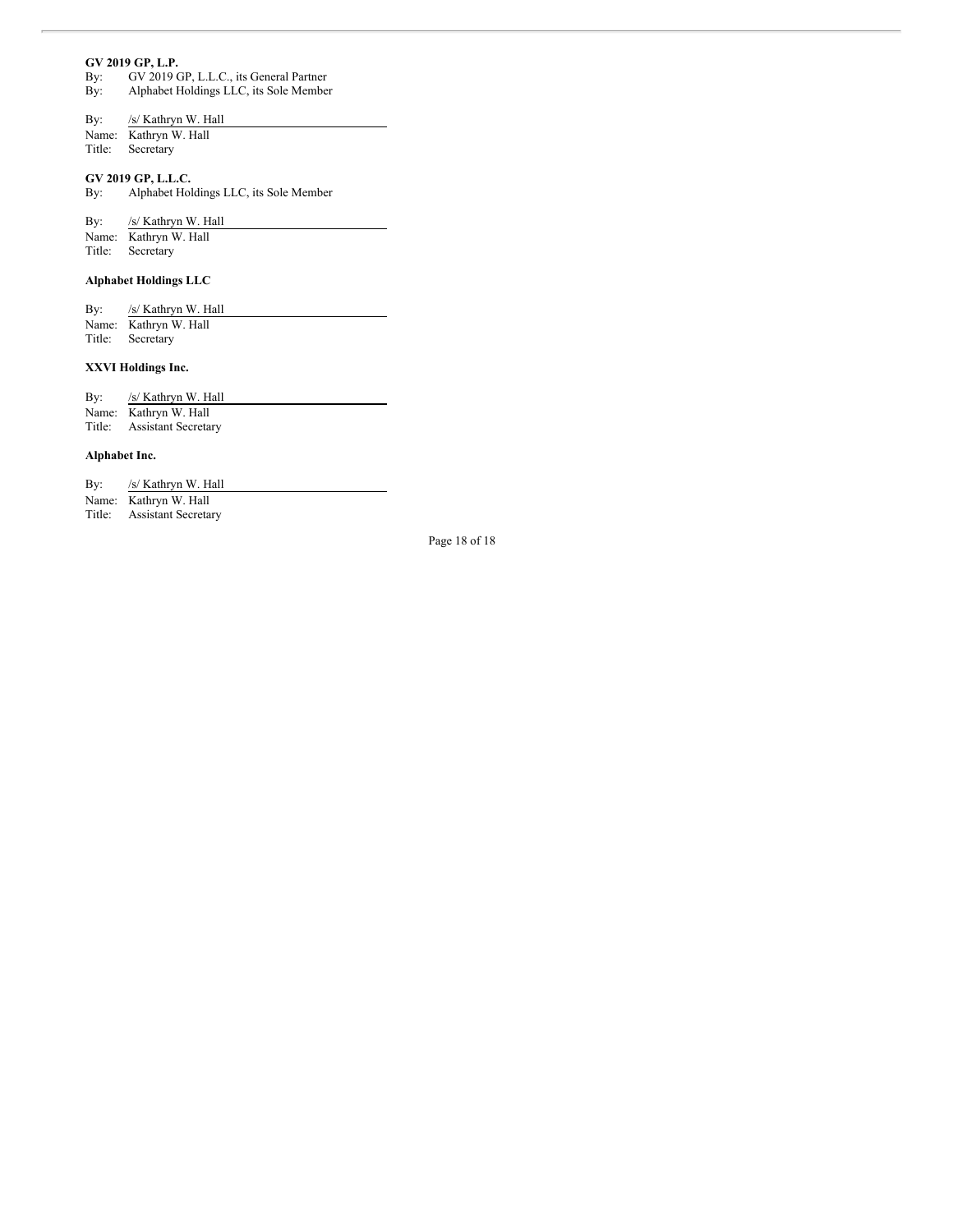**GV 2019 GP, L.P.**
By: GV 2019 GP, L.L.C., its General Partner
By: Alphabet Holdings LLC, its Sole Member

By: /s/ Kathryn W. Hall
Name: Kathryn W. Hall
Title: Secretary

**GV 2019 GP, L.L.C.**
By: Alphabet Holdings LLC, its Sole Member

By: /s/ Kathryn W. Hall
Name: Kathryn W. Hall
Title: Secretary

**Alphabet Holdings LLC**

By: /s/ Kathryn W. Hall
Name: Kathryn W. Hall
Title: Secretary

**XXVI Holdings Inc.**

By: /s/ Kathryn W. Hall
Name: Kathryn W. Hall
Title: Assistant Secretary

**Alphabet Inc.**

By: /s/ Kathryn W. Hall
Name: Kathryn W. Hall
Title: Assistant Secretary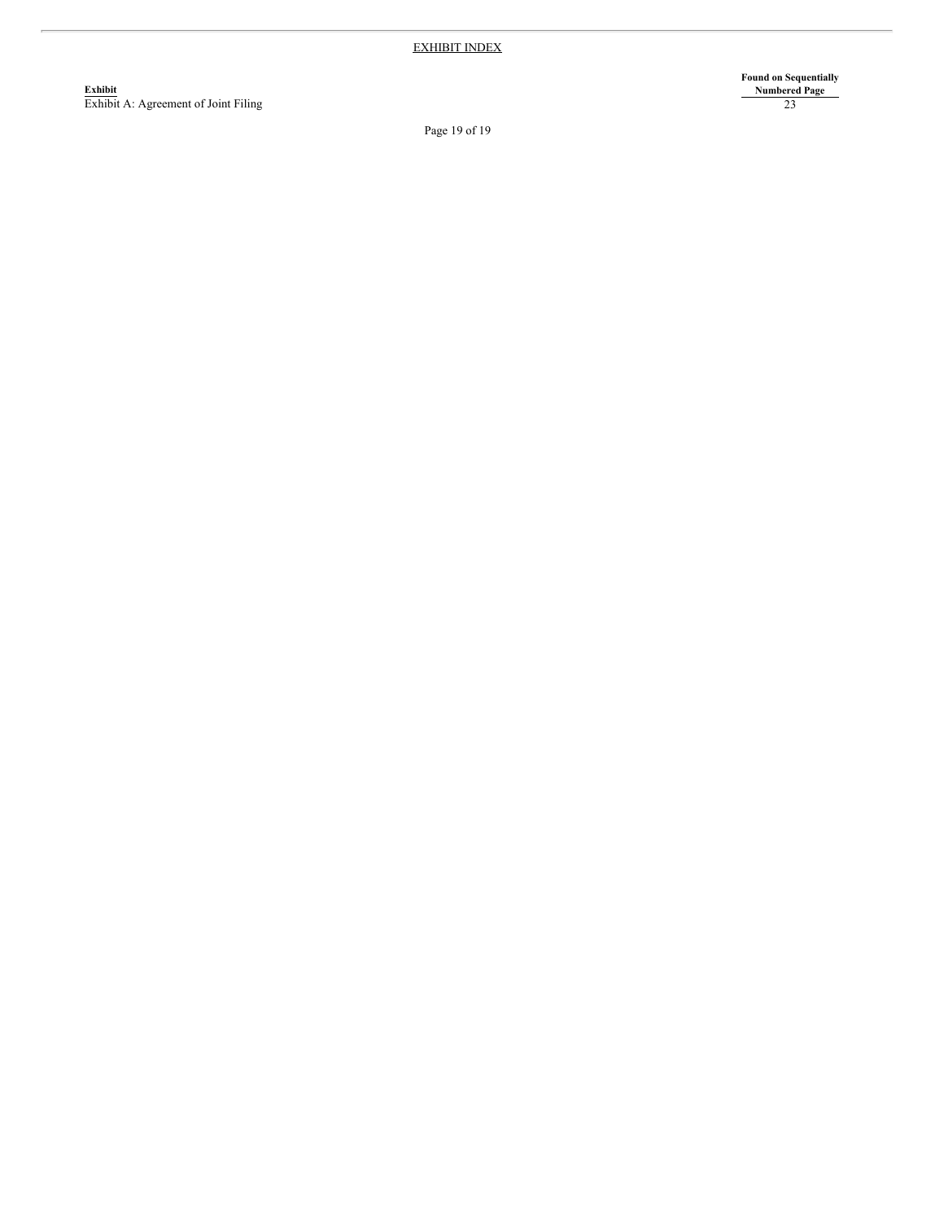## EXHIBIT INDEX

| Exhibit | Found on Sequentially Numbered Page |
| --- | --- |
| Exhibit A: Agreement of Joint Filing | 23 |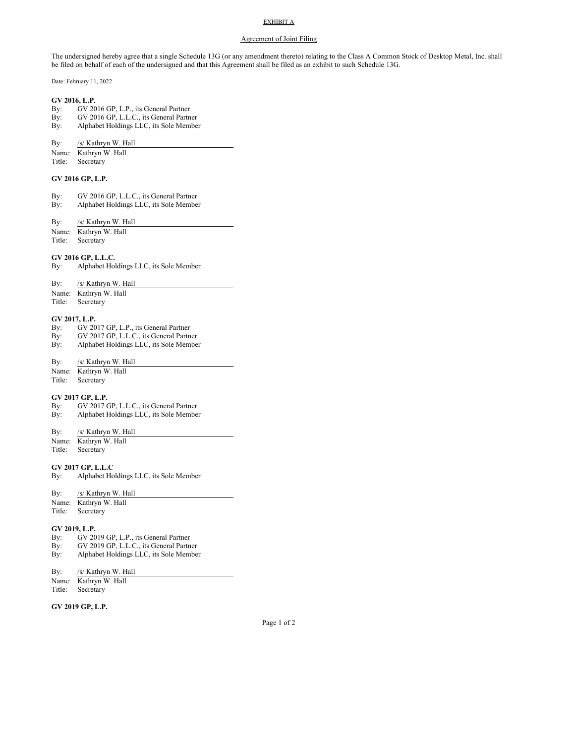EXHIBIT A

Agreement of Joint Filing

The undersigned hereby agree that a single Schedule 13G (or any amendment thereto) relating to the Class A Common Stock of Desktop Metal, Inc. shall be filed on behalf of each of the undersigned and that this Agreement shall be filed as an exhibit to such Schedule 13G.

Date: February 11, 2022

**GV 2016, L.P.**
By: GV 2016 GP, L.P., its General Partner
By: GV 2016 GP, L.L.C., its General Partner
By: Alphabet Holdings LLC, its Sole Member

By: /s/ Kathryn W. Hall
Name: Kathryn W. Hall
Title: Secretary

**GV 2016 GP, L.P.**

By: GV 2016 GP, L.L.C., its General Partner
By: Alphabet Holdings LLC, its Sole Member

By: /s/ Kathryn W. Hall
Name: Kathryn W. Hall
Title: Secretary

**GV 2016 GP, L.L.C.**
By: Alphabet Holdings LLC, its Sole Member

By: /s/ Kathryn W. Hall
Name: Kathryn W. Hall
Title: Secretary

**GV 2017, L.P.**
By: GV 2017 GP, L.P., its General Partner
By: GV 2017 GP, L.L.C., its General Partner
By: Alphabet Holdings LLC, its Sole Member

By: /s/ Kathryn W. Hall
Name: Kathryn W. Hall
Title: Secretary

**GV 2017 GP, L.P.**
By: GV 2017 GP, L.L.C., its General Partner
By: Alphabet Holdings LLC, its Sole Member

By: /s/ Kathryn W. Hall
Name: Kathryn W. Hall
Title: Secretary

**GV 2017 GP, L.L.C**
By: Alphabet Holdings LLC, its Sole Member

By: /s/ Kathryn W. Hall
Name: Kathryn W. Hall
Title: Secretary

**GV 2019, L.P.**
By: GV 2019 GP, L.P., its General Partner
By: GV 2019 GP, L.L.C., its General Partner
By: Alphabet Holdings LLC, its Sole Member

By: /s/ Kathryn W. Hall
Name: Kathryn W. Hall
Title: Secretary

**GV 2019 GP, L.P.**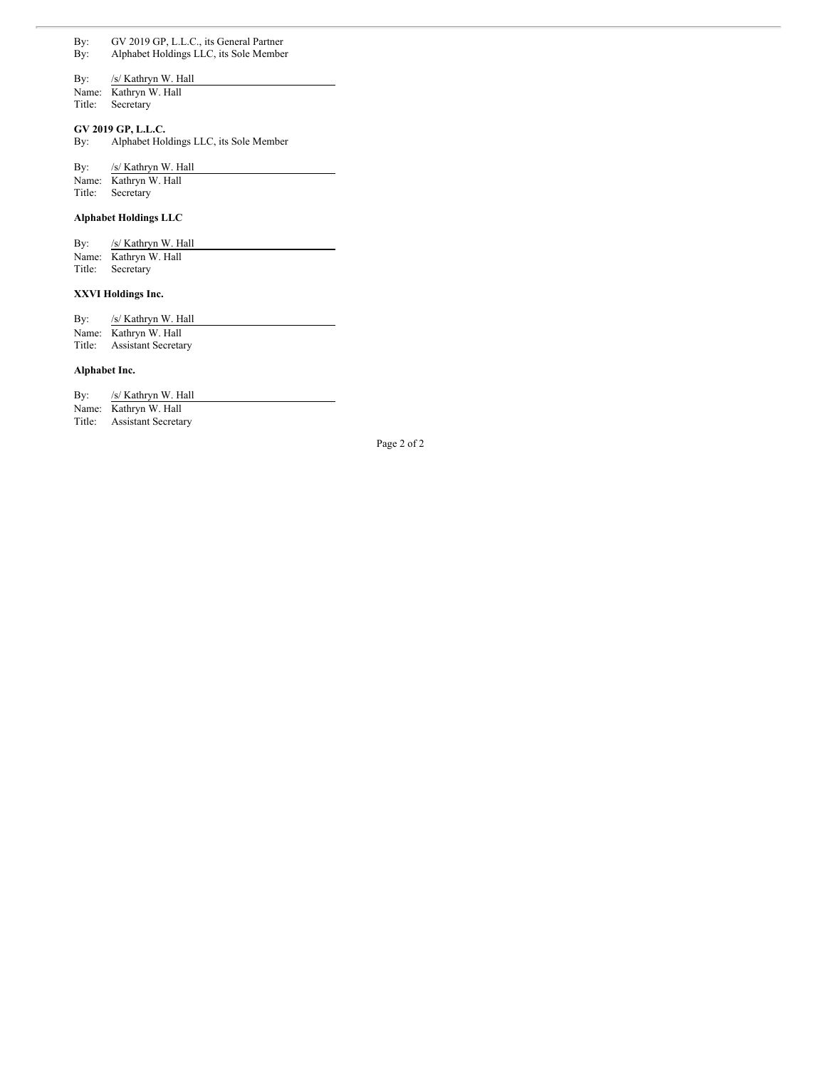By: GV 2019 GP, L.L.C., its General Partner
By: Alphabet Holdings LLC, its Sole Member

By: /s/ Kathryn W. Hall
Name: Kathryn W. Hall
Title: Secretary

**GV 2019 GP, L.L.C.**
By: Alphabet Holdings LLC, its Sole Member

By: /s/ Kathryn W. Hall
Name: Kathryn W. Hall
Title: Secretary

**Alphabet Holdings LLC**

By: /s/ Kathryn W. Hall
Name: Kathryn W. Hall
Title: Secretary

**XXVI Holdings Inc.**

By: /s/ Kathryn W. Hall
Name: Kathryn W. Hall
Title: Assistant Secretary

**Alphabet Inc.**

By: /s/ Kathryn W. Hall
Name: Kathryn W. Hall
Title: Assistant Secretary